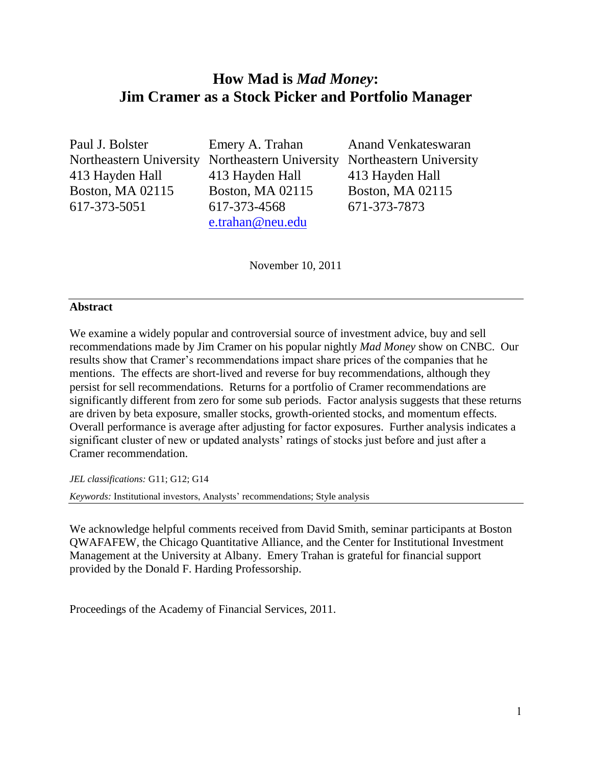# How Mad is *Mad Money*: Jim Cramer as a Stock Picker and Portfolio Manager

| Paul J. Bolster | Emery A. Trahan | Anand Venkateswaran |
|---|---|---|
| Northeastern University | Northeastern University | Northeastern University |
| 413 Hayden Hall | 413 Hayden Hall | 413 Hayden Hall |
| Boston, MA 02115 | Boston, MA 02115 | Boston, MA 02115 |
| 617-373-5051 | 617-373-4568 | 671-373-7873 |
| | e.trahan@neu.edu | |

November 10, 2011

---

**Abstract**

We examine a widely popular and controversial source of investment advice, buy and sell recommendations made by Jim Cramer on his popular nightly *Mad Money* show on CNBC. Our results show that Cramer's recommendations impact share prices of the companies that he mentions. The effects are short-lived and reverse for buy recommendations, although they persist for sell recommendations. Returns for a portfolio of Cramer recommendations are significantly different from zero for some sub periods. Factor analysis suggests that these returns are driven by beta exposure, smaller stocks, growth-oriented stocks, and momentum effects. Overall performance is average after adjusting for factor exposures. Further analysis indicates a significant cluster of new or updated analysts' ratings of stocks just before and just after a Cramer recommendation.

*JEL classifications:* G11; G12; G14

*Keywords:* Institutional investors, Analysts' recommendations; Style analysis

---

We acknowledge helpful comments received from David Smith, seminar participants at Boston QWAFAFEW, the Chicago Quantitative Alliance, and the Center for Institutional Investment Management at the University at Albany. Emery Trahan is grateful for financial support provided by the Donald F. Harding Professorship.

Proceedings of the Academy of Financial Services, 2011.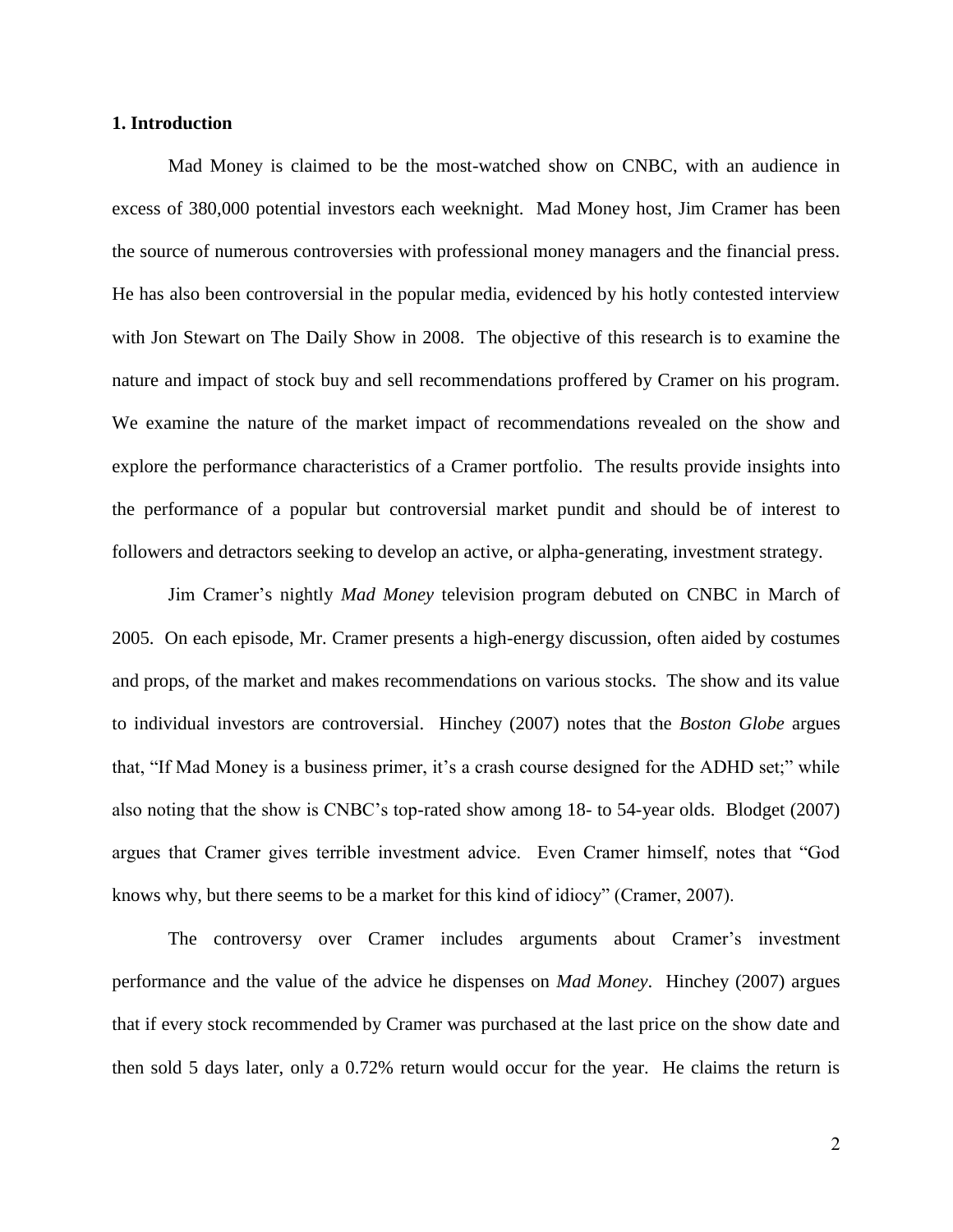## 1. Introduction

Mad Money is claimed to be the most-watched show on CNBC, with an audience in excess of 380,000 potential investors each weeknight. Mad Money host, Jim Cramer has been the source of numerous controversies with professional money managers and the financial press. He has also been controversial in the popular media, evidenced by his hotly contested interview with Jon Stewart on The Daily Show in 2008. The objective of this research is to examine the nature and impact of stock buy and sell recommendations proffered by Cramer on his program. We examine the nature of the market impact of recommendations revealed on the show and explore the performance characteristics of a Cramer portfolio. The results provide insights into the performance of a popular but controversial market pundit and should be of interest to followers and detractors seeking to develop an active, or alpha-generating, investment strategy.

Jim Cramer's nightly *Mad Money* television program debuted on CNBC in March of 2005. On each episode, Mr. Cramer presents a high-energy discussion, often aided by costumes and props, of the market and makes recommendations on various stocks. The show and its value to individual investors are controversial. Hinchey (2007) notes that the *Boston Globe* argues that, "If Mad Money is a business primer, it's a crash course designed for the ADHD set;" while also noting that the show is CNBC's top-rated show among 18- to 54-year olds. Blodget (2007) argues that Cramer gives terrible investment advice. Even Cramer himself, notes that "God knows why, but there seems to be a market for this kind of idiocy" (Cramer, 2007).

The controversy over Cramer includes arguments about Cramer's investment performance and the value of the advice he dispenses on *Mad Money*. Hinchey (2007) argues that if every stock recommended by Cramer was purchased at the last price on the show date and then sold 5 days later, only a 0.72% return would occur for the year. He claims the return is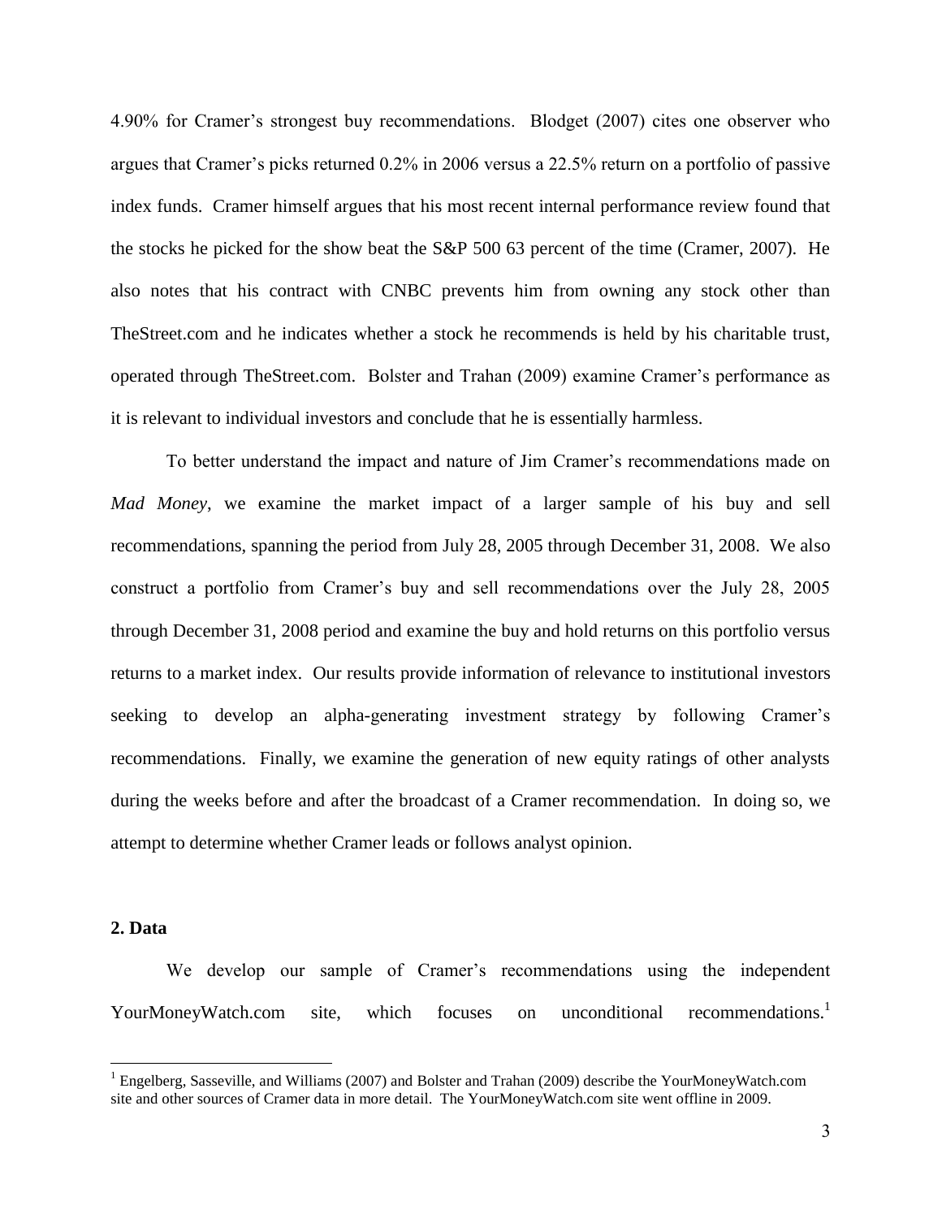4.90% for Cramer's strongest buy recommendations. Blodget (2007) cites one observer who argues that Cramer's picks returned 0.2% in 2006 versus a 22.5% return on a portfolio of passive index funds. Cramer himself argues that his most recent internal performance review found that the stocks he picked for the show beat the S&P 500 63 percent of the time (Cramer, 2007). He also notes that his contract with CNBC prevents him from owning any stock other than TheStreet.com and he indicates whether a stock he recommends is held by his charitable trust, operated through TheStreet.com. Bolster and Trahan (2009) examine Cramer's performance as it is relevant to individual investors and conclude that he is essentially harmless.

To better understand the impact and nature of Jim Cramer's recommendations made on *Mad Money*, we examine the market impact of a larger sample of his buy and sell recommendations, spanning the period from July 28, 2005 through December 31, 2008. We also construct a portfolio from Cramer's buy and sell recommendations over the July 28, 2005 through December 31, 2008 period and examine the buy and hold returns on this portfolio versus returns to a market index. Our results provide information of relevance to institutional investors seeking to develop an alpha-generating investment strategy by following Cramer's recommendations. Finally, we examine the generation of new equity ratings of other analysts during the weeks before and after the broadcast of a Cramer recommendation. In doing so, we attempt to determine whether Cramer leads or follows analyst opinion.

## 2. Data

We develop our sample of Cramer's recommendations using the independent YourMoneyWatch.com site, which focuses on unconditional recommendations.[1]

[1] Engelberg, Sasseville, and Williams (2007) and Bolster and Trahan (2009) describe the YourMoneyWatch.com site and other sources of Cramer data in more detail. The YourMoneyWatch.com site went offline in 2009.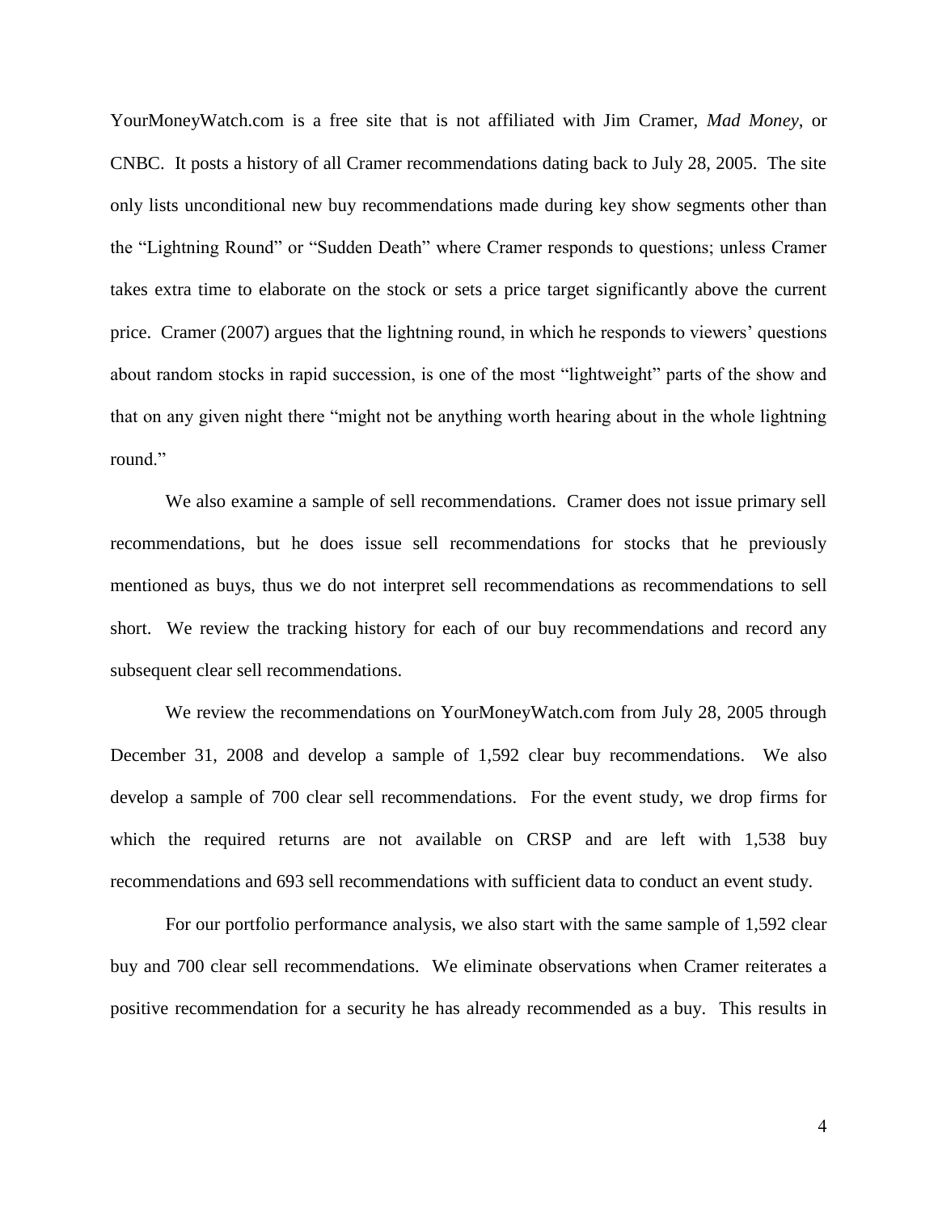YourMoneyWatch.com is a free site that is not affiliated with Jim Cramer, *Mad Money*, or CNBC. It posts a history of all Cramer recommendations dating back to July 28, 2005. The site only lists unconditional new buy recommendations made during key show segments other than the "Lightning Round" or "Sudden Death" where Cramer responds to questions; unless Cramer takes extra time to elaborate on the stock or sets a price target significantly above the current price. Cramer (2007) argues that the lightning round, in which he responds to viewers' questions about random stocks in rapid succession, is one of the most "lightweight" parts of the show and that on any given night there "might not be anything worth hearing about in the whole lightning round."

We also examine a sample of sell recommendations. Cramer does not issue primary sell recommendations, but he does issue sell recommendations for stocks that he previously mentioned as buys, thus we do not interpret sell recommendations as recommendations to sell short. We review the tracking history for each of our buy recommendations and record any subsequent clear sell recommendations.

We review the recommendations on YourMoneyWatch.com from July 28, 2005 through December 31, 2008 and develop a sample of 1,592 clear buy recommendations. We also develop a sample of 700 clear sell recommendations. For the event study, we drop firms for which the required returns are not available on CRSP and are left with 1,538 buy recommendations and 693 sell recommendations with sufficient data to conduct an event study.

For our portfolio performance analysis, we also start with the same sample of 1,592 clear buy and 700 clear sell recommendations. We eliminate observations when Cramer reiterates a positive recommendation for a security he has already recommended as a buy. This results in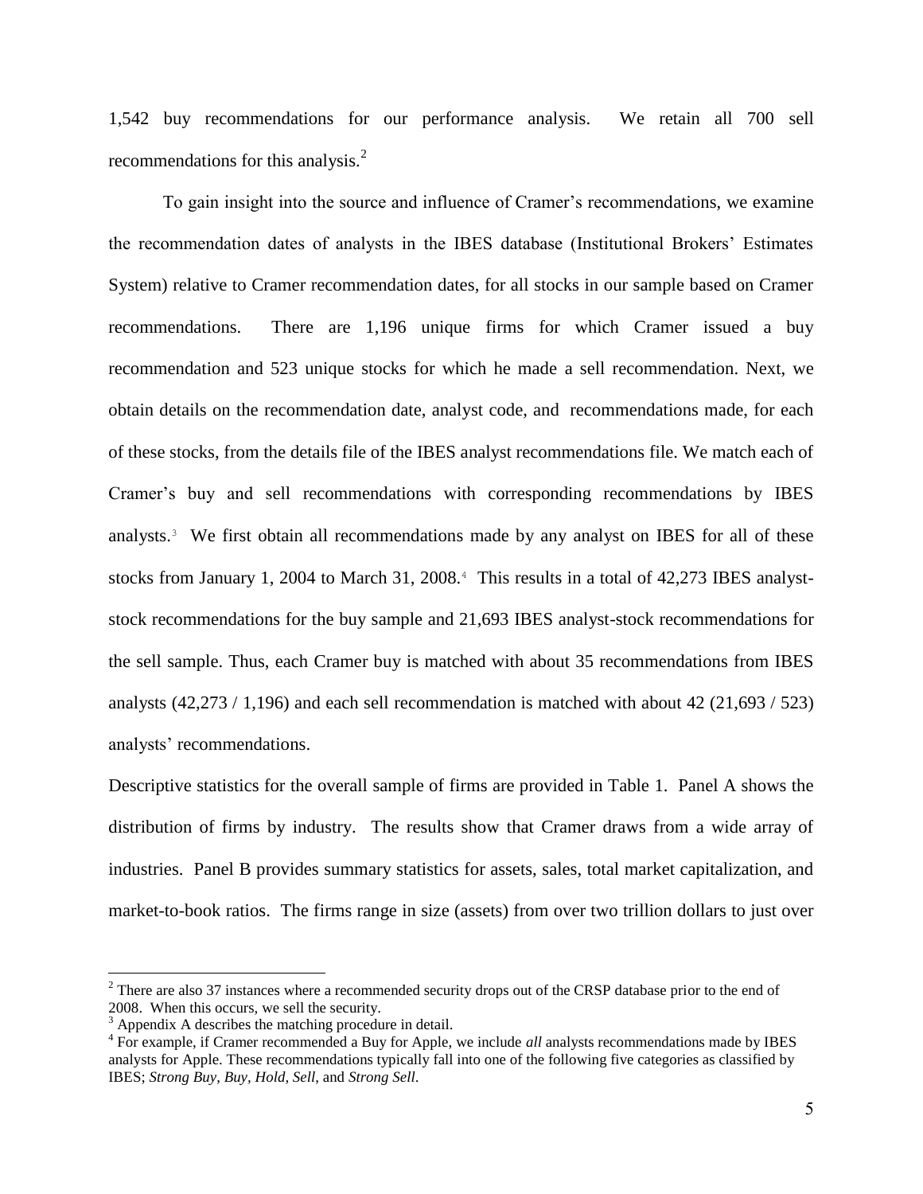1,542 buy recommendations for our performance analysis. We retain all 700 sell recommendations for this analysis.[2]

To gain insight into the source and influence of Cramer's recommendations, we examine the recommendation dates of analysts in the IBES database (Institutional Brokers' Estimates System) relative to Cramer recommendation dates, for all stocks in our sample based on Cramer recommendations. There are 1,196 unique firms for which Cramer issued a buy recommendation and 523 unique stocks for which he made a sell recommendation. Next, we obtain details on the recommendation date, analyst code, and recommendations made, for each of these stocks, from the details file of the IBES analyst recommendations file. We match each of Cramer's buy and sell recommendations with corresponding recommendations by IBES analysts.[3] We first obtain all recommendations made by any analyst on IBES for all of these stocks from January 1, 2004 to March 31, 2008.[4] This results in a total of 42,273 IBES analyst-stock recommendations for the buy sample and 21,693 IBES analyst-stock recommendations for the sell sample. Thus, each Cramer buy is matched with about 35 recommendations from IBES analysts (42,273 / 1,196) and each sell recommendation is matched with about 42 (21,693 / 523) analysts' recommendations.

Descriptive statistics for the overall sample of firms are provided in Table 1. Panel A shows the distribution of firms by industry. The results show that Cramer draws from a wide array of industries. Panel B provides summary statistics for assets, sales, total market capitalization, and market-to-book ratios. The firms range in size (assets) from over two trillion dollars to just over

---

[2] There are also 37 instances where a recommended security drops out of the CRSP database prior to the end of 2008. When this occurs, we sell the security.

[3] Appendix A describes the matching procedure in detail.

[4] For example, if Cramer recommended a Buy for Apple, we include *all* analysts recommendations made by IBES analysts for Apple. These recommendations typically fall into one of the following five categories as classified by IBES; *Strong Buy*, *Buy*, *Hold*, *Sell*, and *Strong Sell*.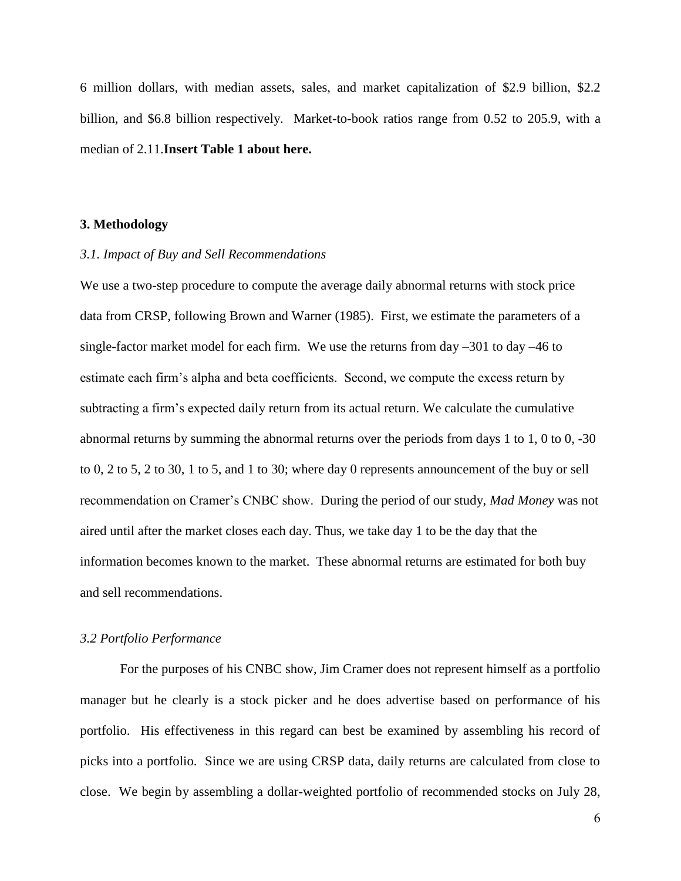6 million dollars, with median assets, sales, and market capitalization of \$2.9 billion, \$2.2 billion, and \$6.8 billion respectively. Market-to-book ratios range from 0.52 to 205.9, with a median of 2.11.**Insert Table 1 about here.**

## 3. Methodology

### *3.1. Impact of Buy and Sell Recommendations*

We use a two-step procedure to compute the average daily abnormal returns with stock price data from CRSP, following Brown and Warner (1985). First, we estimate the parameters of a single-factor market model for each firm. We use the returns from day –301 to day –46 to estimate each firm's alpha and beta coefficients. Second, we compute the excess return by subtracting a firm's expected daily return from its actual return. We calculate the cumulative abnormal returns by summing the abnormal returns over the periods from days 1 to 1, 0 to 0, -30 to 0, 2 to 5, 2 to 30, 1 to 5, and 1 to 30; where day 0 represents announcement of the buy or sell recommendation on Cramer's CNBC show. During the period of our study, *Mad Money* was not aired until after the market closes each day. Thus, we take day 1 to be the day that the information becomes known to the market. These abnormal returns are estimated for both buy and sell recommendations.

### *3.2 Portfolio Performance*

For the purposes of his CNBC show, Jim Cramer does not represent himself as a portfolio manager but he clearly is a stock picker and he does advertise based on performance of his portfolio. His effectiveness in this regard can best be examined by assembling his record of picks into a portfolio. Since we are using CRSP data, daily returns are calculated from close to close. We begin by assembling a dollar-weighted portfolio of recommended stocks on July 28,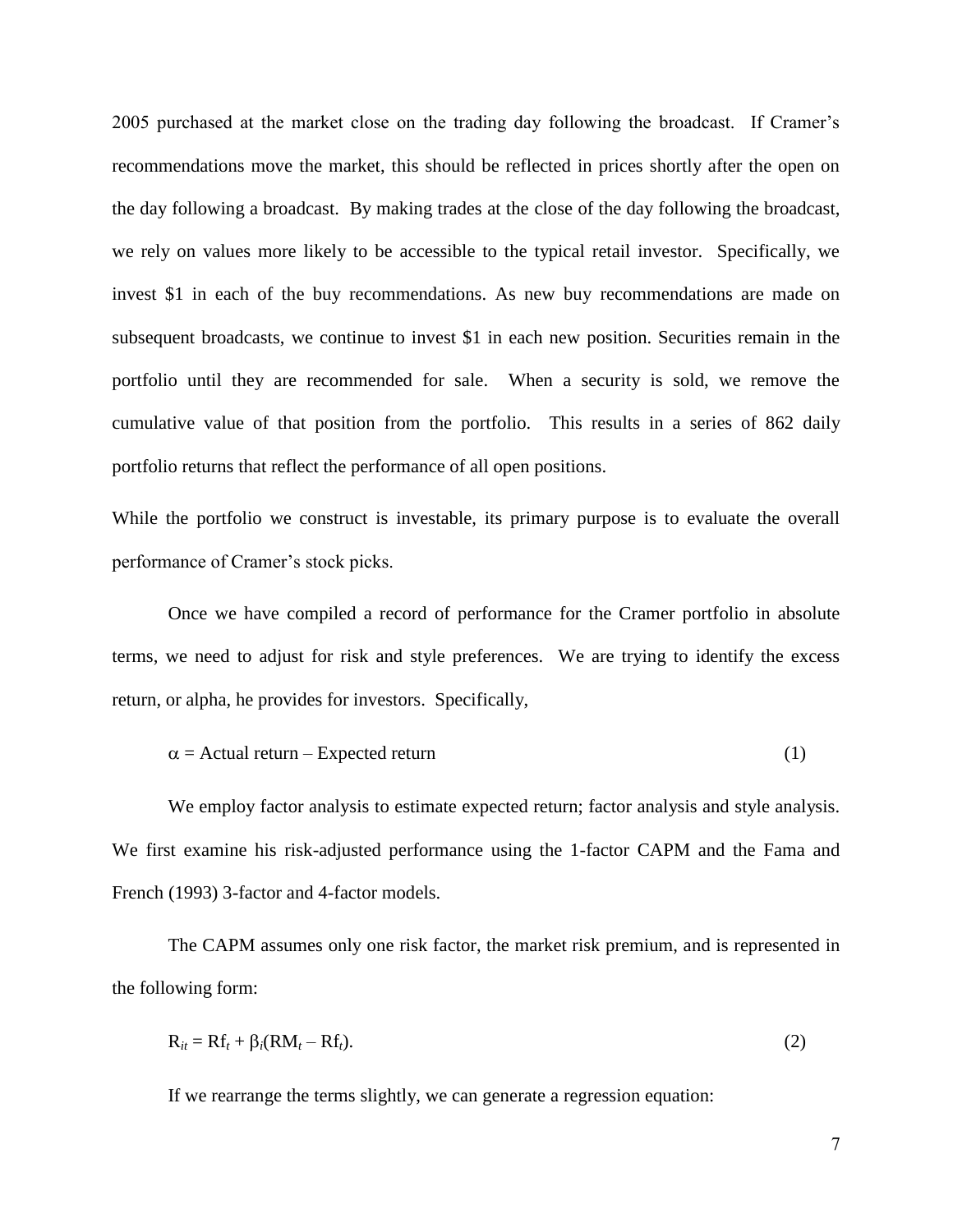2005 purchased at the market close on the trading day following the broadcast. If Cramer's recommendations move the market, this should be reflected in prices shortly after the open on the day following a broadcast. By making trades at the close of the day following the broadcast, we rely on values more likely to be accessible to the typical retail investor. Specifically, we invest \$1 in each of the buy recommendations. As new buy recommendations are made on subsequent broadcasts, we continue to invest \$1 in each new position. Securities remain in the portfolio until they are recommended for sale. When a security is sold, we remove the cumulative value of that position from the portfolio. This results in a series of 862 daily portfolio returns that reflect the performance of all open positions.

While the portfolio we construct is investable, its primary purpose is to evaluate the overall performance of Cramer's stock picks.

Once we have compiled a record of performance for the Cramer portfolio in absolute terms, we need to adjust for risk and style preferences. We are trying to identify the excess return, or alpha, he provides for investors. Specifically,

$$\alpha = \text{Actual return} - \text{Expected return} \tag{1}$$

We employ factor analysis to estimate expected return; factor analysis and style analysis. We first examine his risk-adjusted performance using the 1-factor CAPM and the Fama and French (1993) 3-factor and 4-factor models.

The CAPM assumes only one risk factor, the market risk premium, and is represented in the following form:

$$R_{it} = Rf_t + \beta_i(RM_t - Rf_t). \tag{2}$$

If we rearrange the terms slightly, we can generate a regression equation: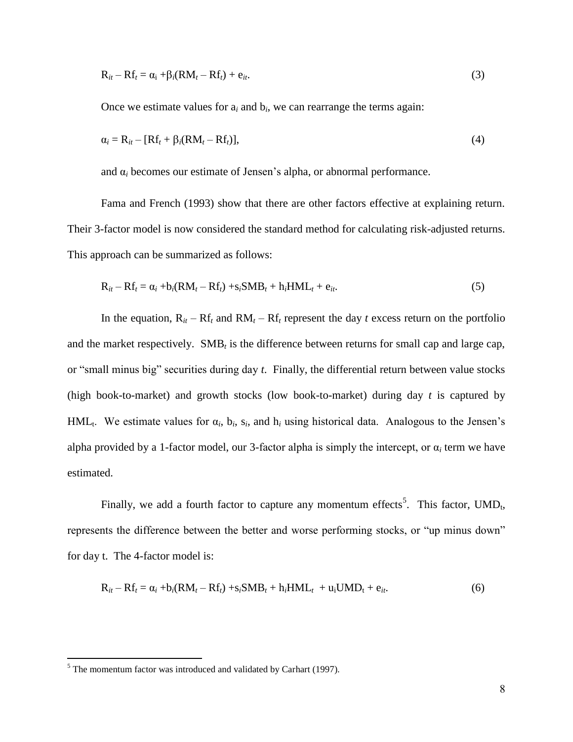$$R_{it} - Rf_t = \alpha_i + \beta_i(RM_t - Rf_t) + e_{it}. \quad (3)$$

Once we estimate values for $a_i$ and $b_i$, we can rearrange the terms again:

$$\alpha_i = R_{it} - [Rf_t + \beta_i(RM_t - Rf_t)], \quad (4)$$

and $\alpha_i$ becomes our estimate of Jensen's alpha, or abnormal performance.

Fama and French (1993) show that there are other factors effective at explaining return. Their 3-factor model is now considered the standard method for calculating risk-adjusted returns. This approach can be summarized as follows:

$$R_{it} - Rf_t = \alpha_i + b_i(RM_t - Rf_t) + s_i SMB_t + h_i HML_t + e_{it}. \quad (5)$$

In the equation, $R_{it} - Rf_t$ and $RM_t - Rf_t$ represent the day $t$ excess return on the portfolio and the market respectively. $SMB_t$ is the difference between returns for small cap and large cap, or "small minus big" securities during day $t$. Finally, the differential return between value stocks (high book-to-market) and growth stocks (low book-to-market) during day $t$ is captured by $HML_t$. We estimate values for $\alpha_i$, $b_i$, $s_i$, and $h_i$ using historical data. Analogous to the Jensen's alpha provided by a 1-factor model, our 3-factor alpha is simply the intercept, or $\alpha_i$ term we have estimated.

Finally, we add a fourth factor to capture any momentum effects[5]. This factor, $UMD_t$, represents the difference between the better and worse performing stocks, or "up minus down" for day t. The 4-factor model is:

$$R_{it} - Rf_t = \alpha_i + b_i(RM_t - Rf_t) + s_i SMB_t + h_i HML_t + u_i UMD_t + e_{it}. \quad (6)$$

---

[5] The momentum factor was introduced and validated by Carhart (1997).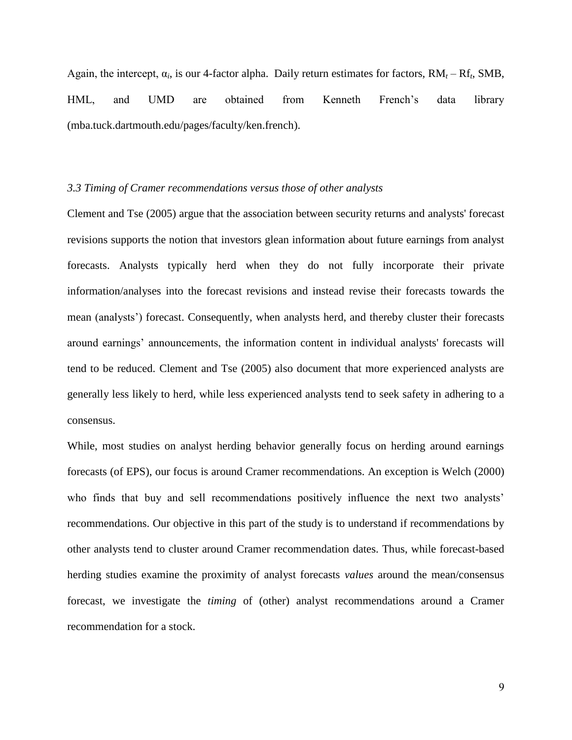Again, the intercept, $\alpha_i$, is our 4-factor alpha. Daily return estimates for factors, $RM_t - Rf_t$, SMB, HML, and UMD are obtained from Kenneth French's data library (mba.tuck.dartmouth.edu/pages/faculty/ken.french).

### *3.3 Timing of Cramer recommendations versus those of other analysts*

Clement and Tse (2005) argue that the association between security returns and analysts' forecast revisions supports the notion that investors glean information about future earnings from analyst forecasts. Analysts typically herd when they do not fully incorporate their private information/analyses into the forecast revisions and instead revise their forecasts towards the mean (analysts') forecast. Consequently, when analysts herd, and thereby cluster their forecasts around earnings' announcements, the information content in individual analysts' forecasts will tend to be reduced. Clement and Tse (2005) also document that more experienced analysts are generally less likely to herd, while less experienced analysts tend to seek safety in adhering to a consensus.

While, most studies on analyst herding behavior generally focus on herding around earnings forecasts (of EPS), our focus is around Cramer recommendations. An exception is Welch (2000) who finds that buy and sell recommendations positively influence the next two analysts' recommendations. Our objective in this part of the study is to understand if recommendations by other analysts tend to cluster around Cramer recommendation dates. Thus, while forecast-based herding studies examine the proximity of analyst forecasts *values* around the mean/consensus forecast, we investigate the *timing* of (other) analyst recommendations around a Cramer recommendation for a stock.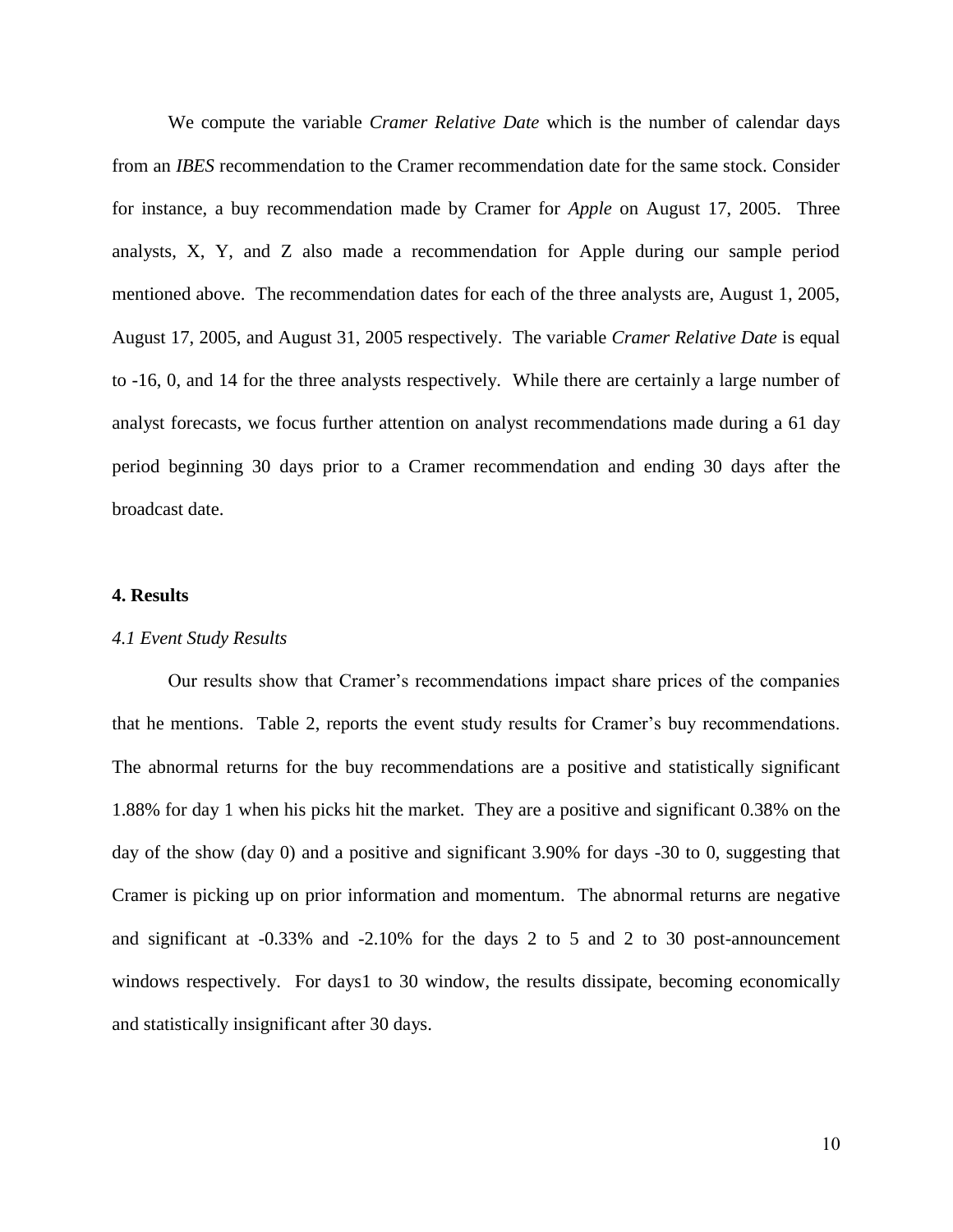We compute the variable *Cramer Relative Date* which is the number of calendar days from an *IBES* recommendation to the Cramer recommendation date for the same stock. Consider for instance, a buy recommendation made by Cramer for *Apple* on August 17, 2005. Three analysts, X, Y, and Z also made a recommendation for Apple during our sample period mentioned above. The recommendation dates for each of the three analysts are, August 1, 2005, August 17, 2005, and August 31, 2005 respectively. The variable *Cramer Relative Date* is equal to -16, 0, and 14 for the three analysts respectively. While there are certainly a large number of analyst forecasts, we focus further attention on analyst recommendations made during a 61 day period beginning 30 days prior to a Cramer recommendation and ending 30 days after the broadcast date.

## 4. Results

### *4.1 Event Study Results*

Our results show that Cramer's recommendations impact share prices of the companies that he mentions. Table 2, reports the event study results for Cramer's buy recommendations. The abnormal returns for the buy recommendations are a positive and statistically significant 1.88% for day 1 when his picks hit the market. They are a positive and significant 0.38% on the day of the show (day 0) and a positive and significant 3.90% for days -30 to 0, suggesting that Cramer is picking up on prior information and momentum. The abnormal returns are negative and significant at -0.33% and -2.10% for the days 2 to 5 and 2 to 30 post-announcement windows respectively. For days1 to 30 window, the results dissipate, becoming economically and statistically insignificant after 30 days.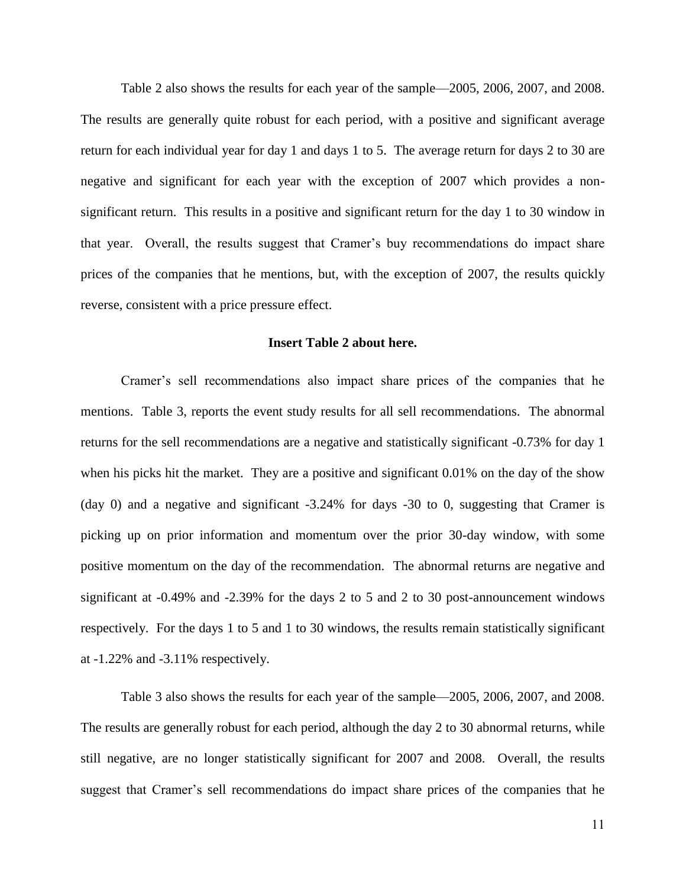Table 2 also shows the results for each year of the sample—2005, 2006, 2007, and 2008. The results are generally quite robust for each period, with a positive and significant average return for each individual year for day 1 and days 1 to 5. The average return for days 2 to 30 are negative and significant for each year with the exception of 2007 which provides a non-significant return. This results in a positive and significant return for the day 1 to 30 window in that year. Overall, the results suggest that Cramer's buy recommendations do impact share prices of the companies that he mentions, but, with the exception of 2007, the results quickly reverse, consistent with a price pressure effect.

**Insert Table 2 about here.**

Cramer's sell recommendations also impact share prices of the companies that he mentions. Table 3, reports the event study results for all sell recommendations. The abnormal returns for the sell recommendations are a negative and statistically significant -0.73% for day 1 when his picks hit the market. They are a positive and significant 0.01% on the day of the show (day 0) and a negative and significant -3.24% for days -30 to 0, suggesting that Cramer is picking up on prior information and momentum over the prior 30-day window, with some positive momentum on the day of the recommendation. The abnormal returns are negative and significant at -0.49% and -2.39% for the days 2 to 5 and 2 to 30 post-announcement windows respectively. For the days 1 to 5 and 1 to 30 windows, the results remain statistically significant at -1.22% and -3.11% respectively.

Table 3 also shows the results for each year of the sample—2005, 2006, 2007, and 2008. The results are generally robust for each period, although the day 2 to 30 abnormal returns, while still negative, are no longer statistically significant for 2007 and 2008. Overall, the results suggest that Cramer's sell recommendations do impact share prices of the companies that he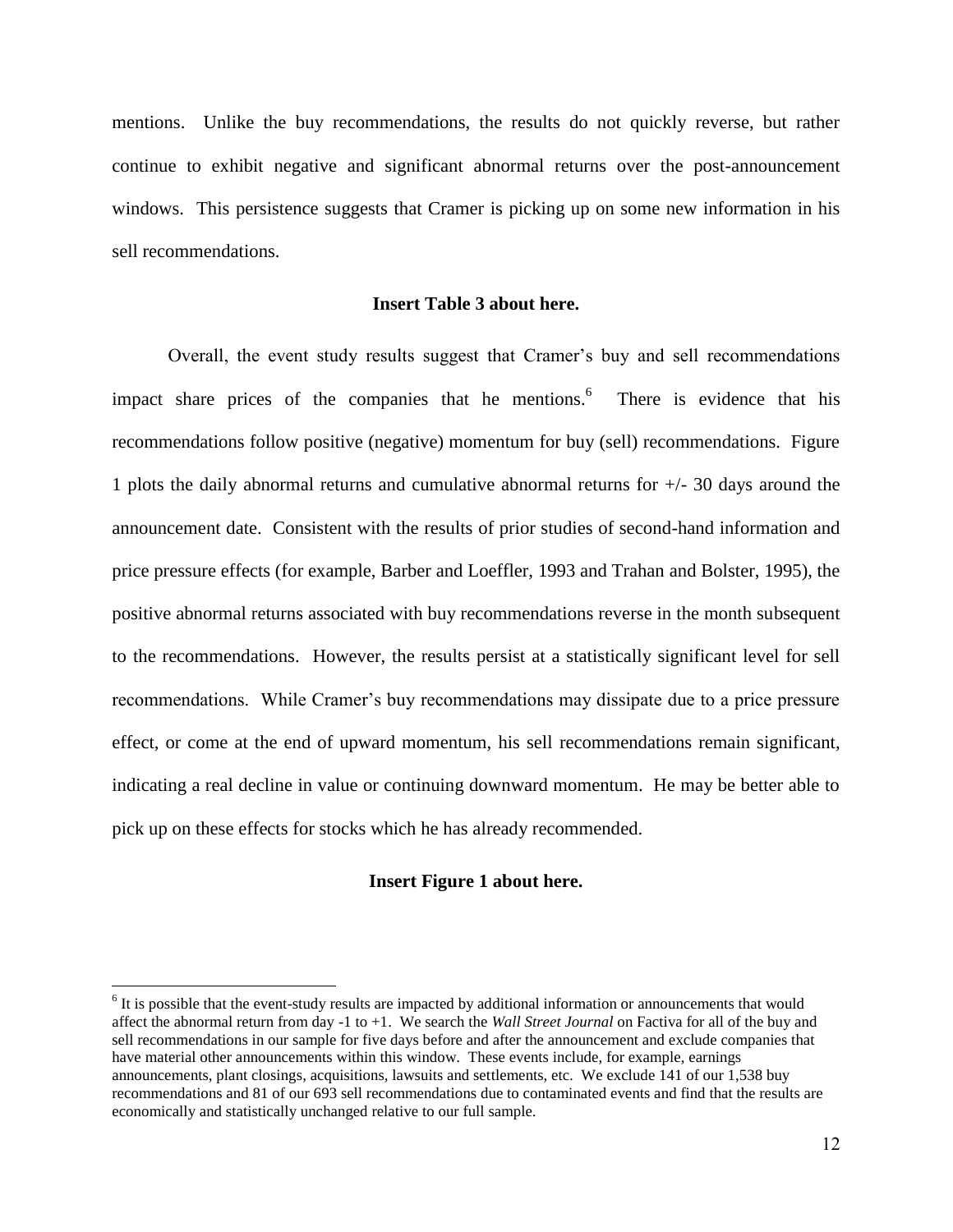mentions. Unlike the buy recommendations, the results do not quickly reverse, but rather continue to exhibit negative and significant abnormal returns over the post-announcement windows. This persistence suggests that Cramer is picking up on some new information in his sell recommendations.

**Insert Table 3 about here.**

Overall, the event study results suggest that Cramer's buy and sell recommendations impact share prices of the companies that he mentions.[6] There is evidence that his recommendations follow positive (negative) momentum for buy (sell) recommendations. Figure 1 plots the daily abnormal returns and cumulative abnormal returns for +/- 30 days around the announcement date. Consistent with the results of prior studies of second-hand information and price pressure effects (for example, Barber and Loeffler, 1993 and Trahan and Bolster, 1995), the positive abnormal returns associated with buy recommendations reverse in the month subsequent to the recommendations. However, the results persist at a statistically significant level for sell recommendations. While Cramer's buy recommendations may dissipate due to a price pressure effect, or come at the end of upward momentum, his sell recommendations remain significant, indicating a real decline in value or continuing downward momentum. He may be better able to pick up on these effects for stocks which he has already recommended.

**Insert Figure 1 about here.**

---

[6] It is possible that the event-study results are impacted by additional information or announcements that would affect the abnormal return from day -1 to +1. We search the *Wall Street Journal* on Factiva for all of the buy and sell recommendations in our sample for five days before and after the announcement and exclude companies that have material other announcements within this window. These events include, for example, earnings announcements, plant closings, acquisitions, lawsuits and settlements, etc. We exclude 141 of our 1,538 buy recommendations and 81 of our 693 sell recommendations due to contaminated events and find that the results are economically and statistically unchanged relative to our full sample.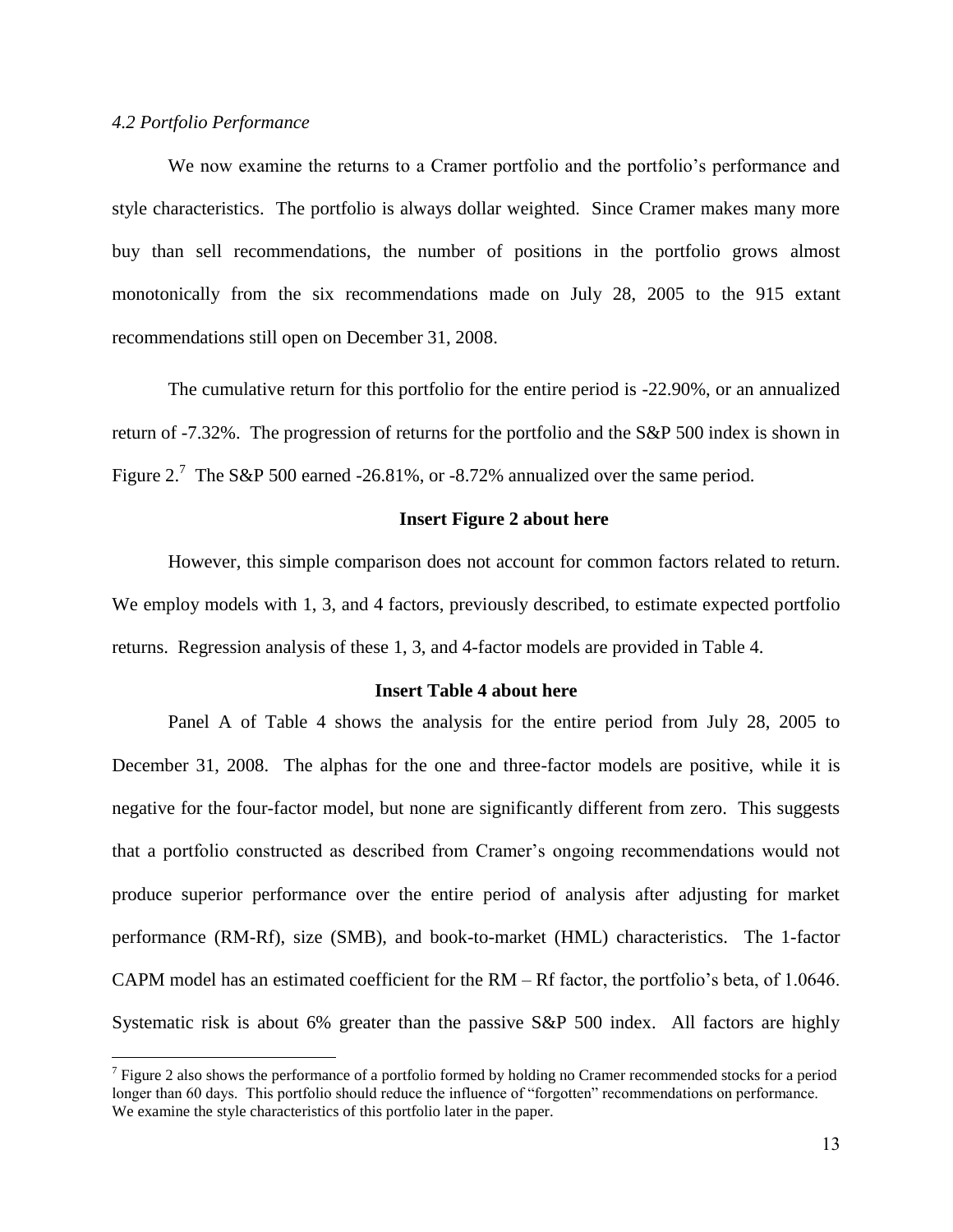*4.2 Portfolio Performance*

We now examine the returns to a Cramer portfolio and the portfolio's performance and style characteristics. The portfolio is always dollar weighted. Since Cramer makes many more buy than sell recommendations, the number of positions in the portfolio grows almost monotonically from the six recommendations made on July 28, 2005 to the 915 extant recommendations still open on December 31, 2008.

The cumulative return for this portfolio for the entire period is -22.90%, or an annualized return of -7.32%. The progression of returns for the portfolio and the S&P 500 index is shown in Figure 2.[7] The S&P 500 earned -26.81%, or -8.72% annualized over the same period.

**Insert Figure 2 about here**

However, this simple comparison does not account for common factors related to return. We employ models with 1, 3, and 4 factors, previously described, to estimate expected portfolio returns. Regression analysis of these 1, 3, and 4-factor models are provided in Table 4.

**Insert Table 4 about here**

Panel A of Table 4 shows the analysis for the entire period from July 28, 2005 to December 31, 2008. The alphas for the one and three-factor models are positive, while it is negative for the four-factor model, but none are significantly different from zero. This suggests that a portfolio constructed as described from Cramer's ongoing recommendations would not produce superior performance over the entire period of analysis after adjusting for market performance (RM-Rf), size (SMB), and book-to-market (HML) characteristics. The 1-factor CAPM model has an estimated coefficient for the RM – Rf factor, the portfolio's beta, of 1.0646. Systematic risk is about 6% greater than the passive S&P 500 index. All factors are highly

[7] Figure 2 also shows the performance of a portfolio formed by holding no Cramer recommended stocks for a period longer than 60 days. This portfolio should reduce the influence of "forgotten" recommendations on performance. We examine the style characteristics of this portfolio later in the paper.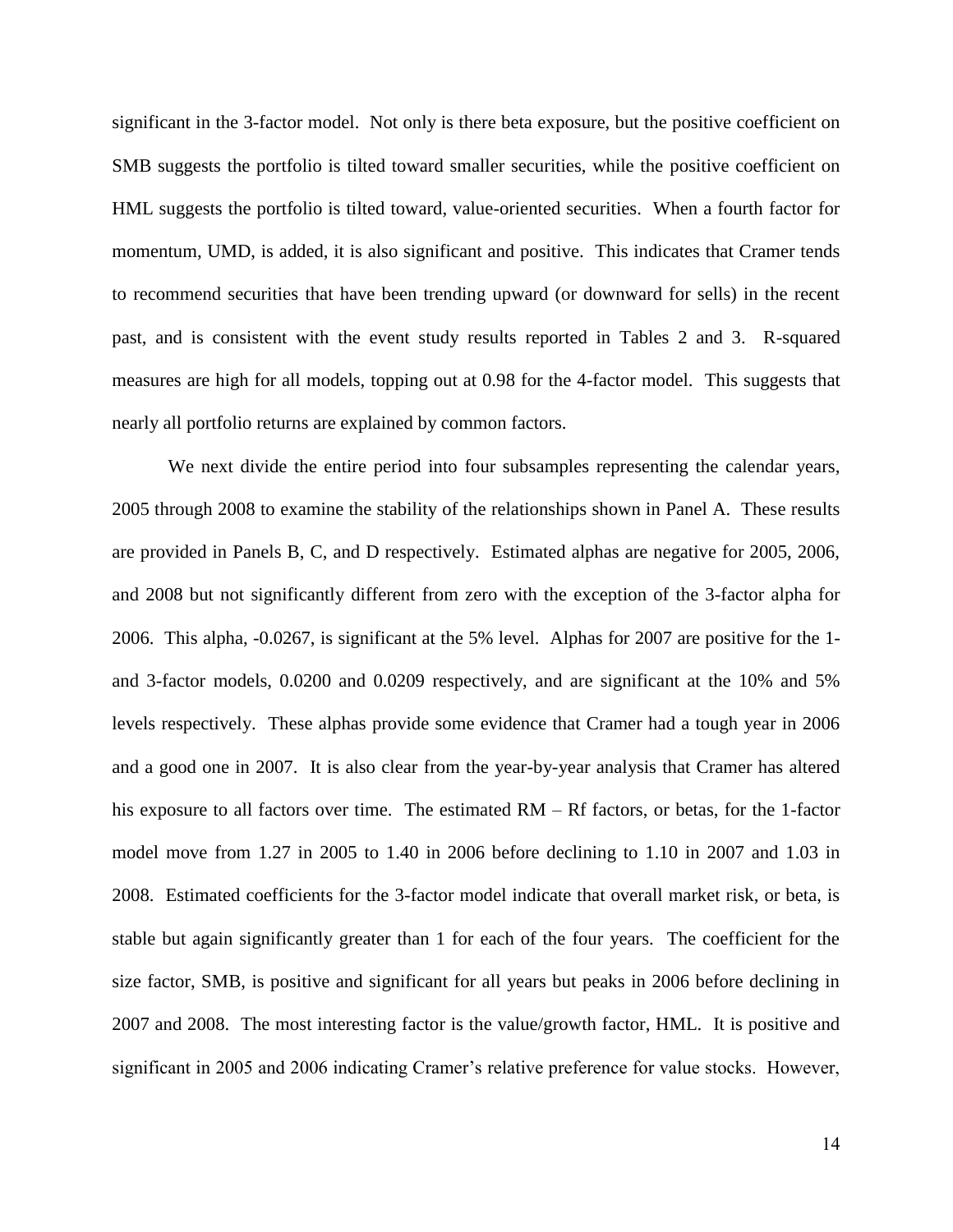significant in the 3-factor model. Not only is there beta exposure, but the positive coefficient on SMB suggests the portfolio is tilted toward smaller securities, while the positive coefficient on HML suggests the portfolio is tilted toward, value-oriented securities. When a fourth factor for momentum, UMD, is added, it is also significant and positive. This indicates that Cramer tends to recommend securities that have been trending upward (or downward for sells) in the recent past, and is consistent with the event study results reported in Tables 2 and 3. R-squared measures are high for all models, topping out at 0.98 for the 4-factor model. This suggests that nearly all portfolio returns are explained by common factors.

We next divide the entire period into four subsamples representing the calendar years, 2005 through 2008 to examine the stability of the relationships shown in Panel A. These results are provided in Panels B, C, and D respectively. Estimated alphas are negative for 2005, 2006, and 2008 but not significantly different from zero with the exception of the 3-factor alpha for 2006. This alpha, -0.0267, is significant at the 5% level. Alphas for 2007 are positive for the 1- and 3-factor models, 0.0200 and 0.0209 respectively, and are significant at the 10% and 5% levels respectively. These alphas provide some evidence that Cramer had a tough year in 2006 and a good one in 2007. It is also clear from the year-by-year analysis that Cramer has altered his exposure to all factors over time. The estimated RM – Rf factors, or betas, for the 1-factor model move from 1.27 in 2005 to 1.40 in 2006 before declining to 1.10 in 2007 and 1.03 in 2008. Estimated coefficients for the 3-factor model indicate that overall market risk, or beta, is stable but again significantly greater than 1 for each of the four years. The coefficient for the size factor, SMB, is positive and significant for all years but peaks in 2006 before declining in 2007 and 2008. The most interesting factor is the value/growth factor, HML. It is positive and significant in 2005 and 2006 indicating Cramer's relative preference for value stocks. However,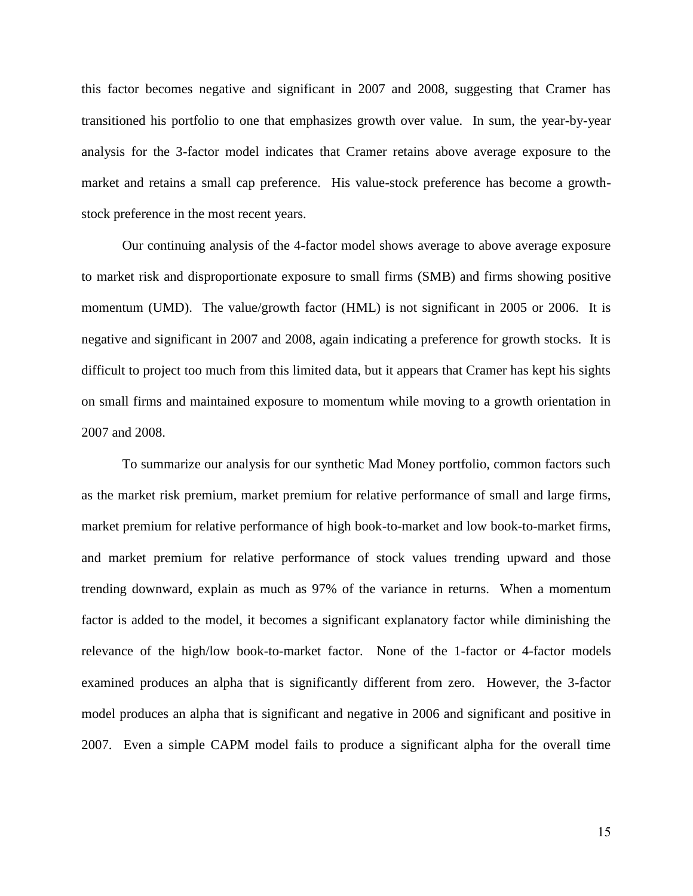this factor becomes negative and significant in 2007 and 2008, suggesting that Cramer has transitioned his portfolio to one that emphasizes growth over value. In sum, the year-by-year analysis for the 3-factor model indicates that Cramer retains above average exposure to the market and retains a small cap preference. His value-stock preference has become a growth-stock preference in the most recent years.

Our continuing analysis of the 4-factor model shows average to above average exposure to market risk and disproportionate exposure to small firms (SMB) and firms showing positive momentum (UMD). The value/growth factor (HML) is not significant in 2005 or 2006. It is negative and significant in 2007 and 2008, again indicating a preference for growth stocks. It is difficult to project too much from this limited data, but it appears that Cramer has kept his sights on small firms and maintained exposure to momentum while moving to a growth orientation in 2007 and 2008.

To summarize our analysis for our synthetic Mad Money portfolio, common factors such as the market risk premium, market premium for relative performance of small and large firms, market premium for relative performance of high book-to-market and low book-to-market firms, and market premium for relative performance of stock values trending upward and those trending downward, explain as much as 97% of the variance in returns. When a momentum factor is added to the model, it becomes a significant explanatory factor while diminishing the relevance of the high/low book-to-market factor. None of the 1-factor or 4-factor models examined produces an alpha that is significantly different from zero. However, the 3-factor model produces an alpha that is significant and negative in 2006 and significant and positive in 2007. Even a simple CAPM model fails to produce a significant alpha for the overall time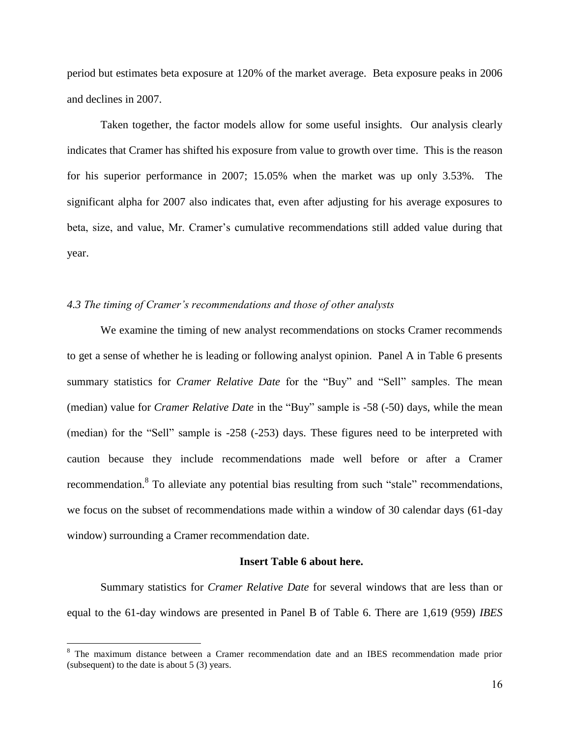period but estimates beta exposure at 120% of the market average. Beta exposure peaks in 2006 and declines in 2007.

Taken together, the factor models allow for some useful insights. Our analysis clearly indicates that Cramer has shifted his exposure from value to growth over time. This is the reason for his superior performance in 2007; 15.05% when the market was up only 3.53%. The significant alpha for 2007 also indicates that, even after adjusting for his average exposures to beta, size, and value, Mr. Cramer's cumulative recommendations still added value during that year.

### *4.3 The timing of Cramer's recommendations and those of other analysts*

We examine the timing of new analyst recommendations on stocks Cramer recommends to get a sense of whether he is leading or following analyst opinion. Panel A in Table 6 presents summary statistics for *Cramer Relative Date* for the "Buy" and "Sell" samples. The mean (median) value for *Cramer Relative Date* in the "Buy" sample is -58 (-50) days, while the mean (median) for the "Sell" sample is -258 (-253) days. These figures need to be interpreted with caution because they include recommendations made well before or after a Cramer recommendation.[8] To alleviate any potential bias resulting from such "stale" recommendations, we focus on the subset of recommendations made within a window of 30 calendar days (61-day window) surrounding a Cramer recommendation date.

**Insert Table 6 about here.**

Summary statistics for *Cramer Relative Date* for several windows that are less than or equal to the 61-day windows are presented in Panel B of Table 6. There are 1,619 (959) *IBES*

---

[8] The maximum distance between a Cramer recommendation date and an IBES recommendation made prior (subsequent) to the date is about 5 (3) years.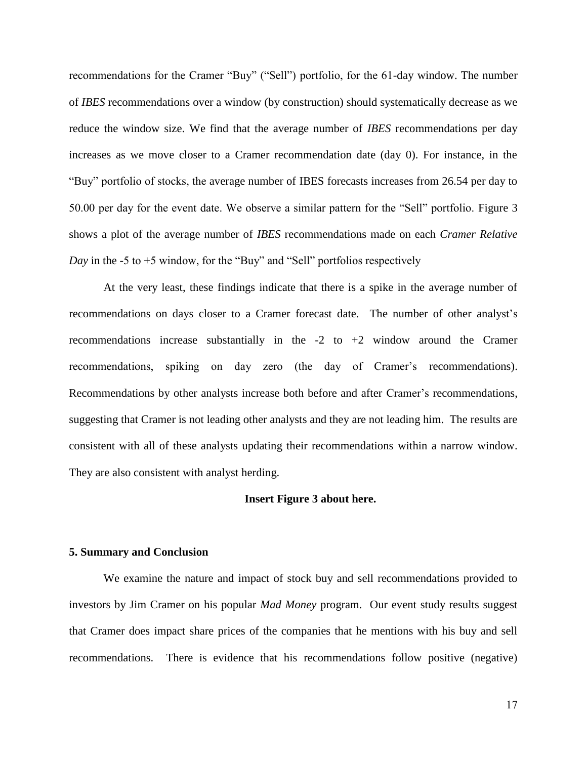recommendations for the Cramer "Buy" ("Sell") portfolio, for the 61-day window. The number of *IBES* recommendations over a window (by construction) should systematically decrease as we reduce the window size. We find that the average number of *IBES* recommendations per day increases as we move closer to a Cramer recommendation date (day 0). For instance, in the "Buy" portfolio of stocks, the average number of IBES forecasts increases from 26.54 per day to 50.00 per day for the event date. We observe a similar pattern for the "Sell" portfolio. Figure 3 shows a plot of the average number of *IBES* recommendations made on each *Cramer Relative Day* in the -5 to +5 window, for the "Buy" and "Sell" portfolios respectively

At the very least, these findings indicate that there is a spike in the average number of recommendations on days closer to a Cramer forecast date. The number of other analyst's recommendations increase substantially in the -2 to +2 window around the Cramer recommendations, spiking on day zero (the day of Cramer's recommendations). Recommendations by other analysts increase both before and after Cramer's recommendations, suggesting that Cramer is not leading other analysts and they are not leading him. The results are consistent with all of these analysts updating their recommendations within a narrow window. They are also consistent with analyst herding.

**Insert Figure 3 about here.**

## 5. Summary and Conclusion

We examine the nature and impact of stock buy and sell recommendations provided to investors by Jim Cramer on his popular *Mad Money* program. Our event study results suggest that Cramer does impact share prices of the companies that he mentions with his buy and sell recommendations. There is evidence that his recommendations follow positive (negative)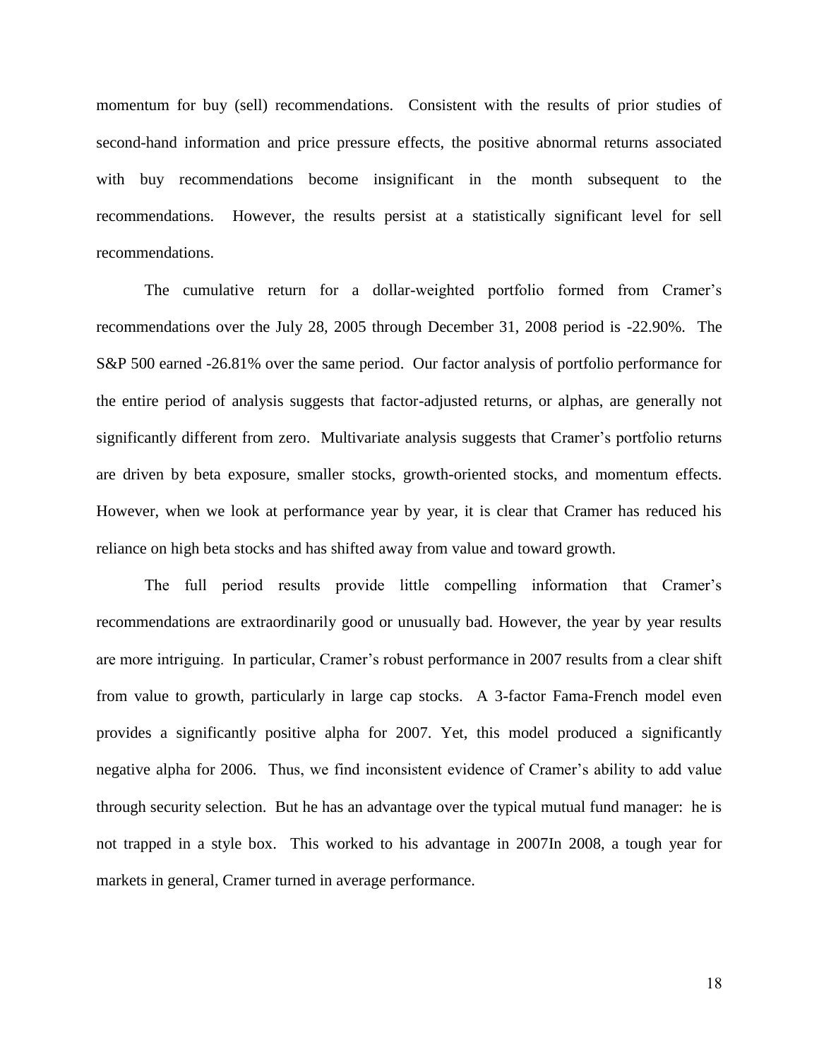momentum for buy (sell) recommendations. Consistent with the results of prior studies of second-hand information and price pressure effects, the positive abnormal returns associated with buy recommendations become insignificant in the month subsequent to the recommendations. However, the results persist at a statistically significant level for sell recommendations.

The cumulative return for a dollar-weighted portfolio formed from Cramer's recommendations over the July 28, 2005 through December 31, 2008 period is -22.90%. The S&P 500 earned -26.81% over the same period. Our factor analysis of portfolio performance for the entire period of analysis suggests that factor-adjusted returns, or alphas, are generally not significantly different from zero. Multivariate analysis suggests that Cramer's portfolio returns are driven by beta exposure, smaller stocks, growth-oriented stocks, and momentum effects. However, when we look at performance year by year, it is clear that Cramer has reduced his reliance on high beta stocks and has shifted away from value and toward growth.

The full period results provide little compelling information that Cramer's recommendations are extraordinarily good or unusually bad. However, the year by year results are more intriguing. In particular, Cramer's robust performance in 2007 results from a clear shift from value to growth, particularly in large cap stocks. A 3-factor Fama-French model even provides a significantly positive alpha for 2007. Yet, this model produced a significantly negative alpha for 2006. Thus, we find inconsistent evidence of Cramer's ability to add value through security selection. But he has an advantage over the typical mutual fund manager: he is not trapped in a style box. This worked to his advantage in 2007In 2008, a tough year for markets in general, Cramer turned in average performance.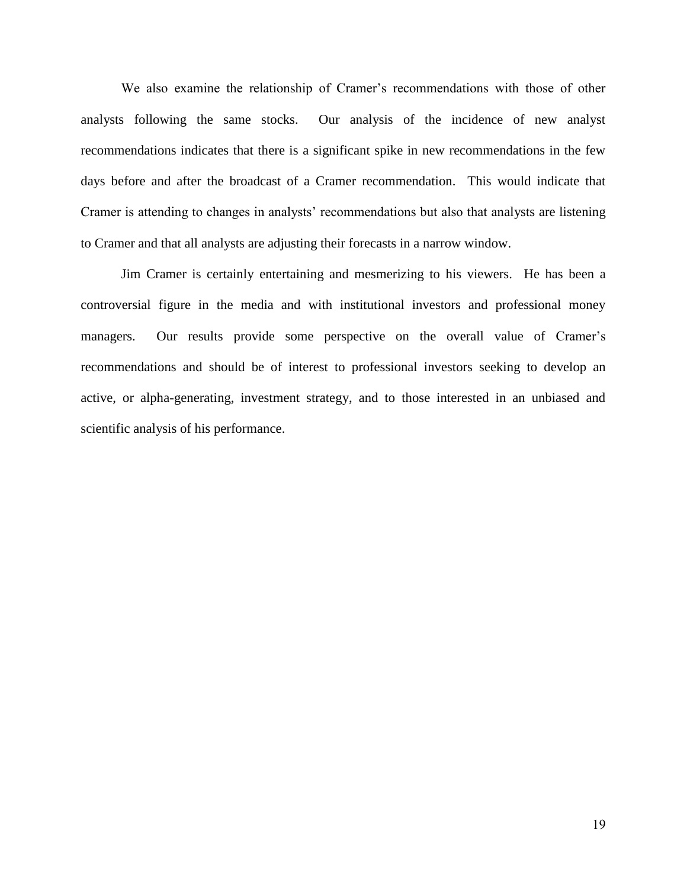We also examine the relationship of Cramer's recommendations with those of other analysts following the same stocks. Our analysis of the incidence of new analyst recommendations indicates that there is a significant spike in new recommendations in the few days before and after the broadcast of a Cramer recommendation. This would indicate that Cramer is attending to changes in analysts' recommendations but also that analysts are listening to Cramer and that all analysts are adjusting their forecasts in a narrow window.

Jim Cramer is certainly entertaining and mesmerizing to his viewers. He has been a controversial figure in the media and with institutional investors and professional money managers. Our results provide some perspective on the overall value of Cramer's recommendations and should be of interest to professional investors seeking to develop an active, or alpha-generating, investment strategy, and to those interested in an unbiased and scientific analysis of his performance.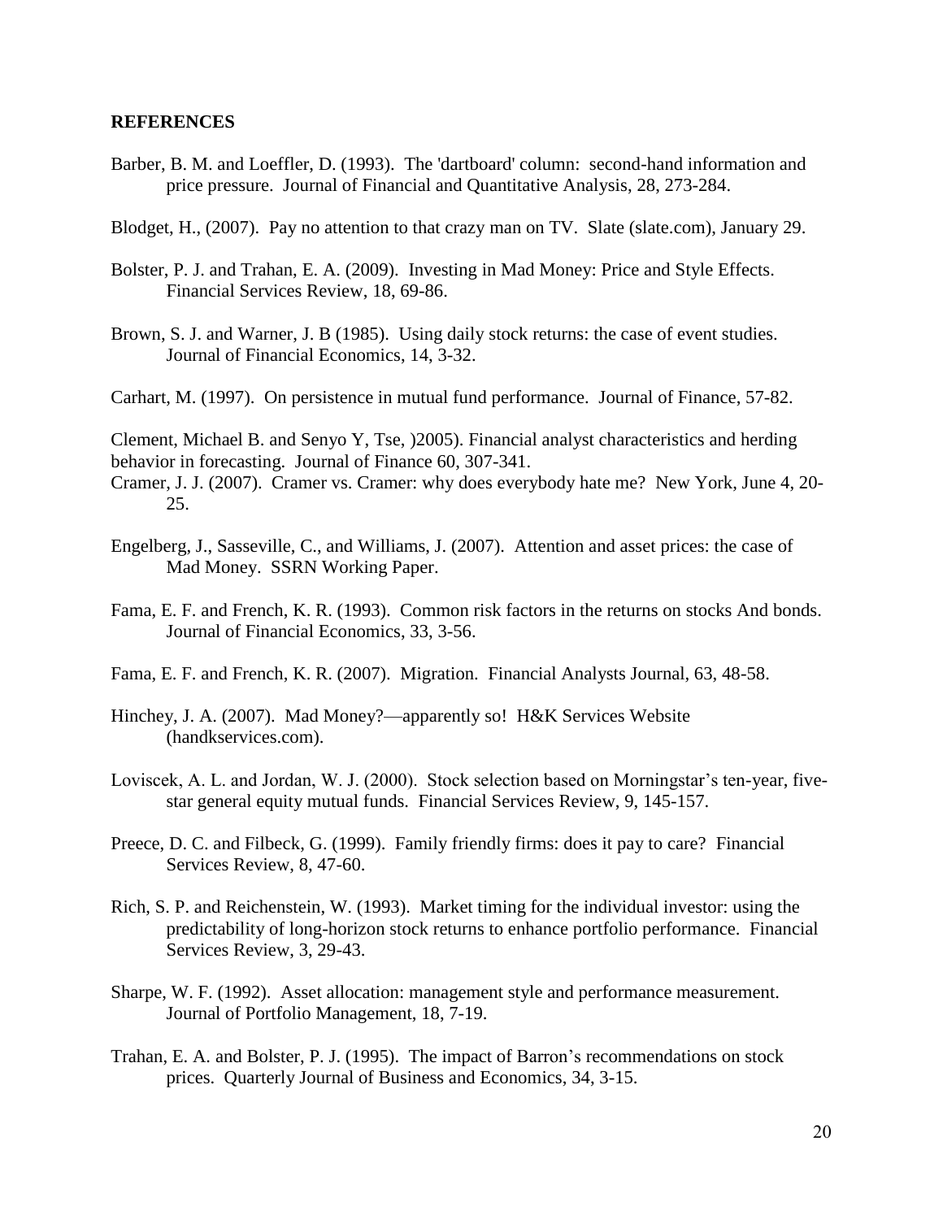**REFERENCES**

Barber, B. M. and Loeffler, D. (1993). The 'dartboard' column: second-hand information and price pressure. Journal of Financial and Quantitative Analysis, 28, 273-284.

Blodget, H., (2007). Pay no attention to that crazy man on TV. Slate (slate.com), January 29.

Bolster, P. J. and Trahan, E. A. (2009). Investing in Mad Money: Price and Style Effects. Financial Services Review, 18, 69-86.

Brown, S. J. and Warner, J. B (1985). Using daily stock returns: the case of event studies. Journal of Financial Economics, 14, 3-32.

Carhart, M. (1997). On persistence in mutual fund performance. Journal of Finance, 57-82.

Clement, Michael B. and Senyo Y, Tse, )2005). Financial analyst characteristics and herding behavior in forecasting. Journal of Finance 60, 307-341.

Cramer, J. J. (2007). Cramer vs. Cramer: why does everybody hate me? New York, June 4, 20-25.

Engelberg, J., Sasseville, C., and Williams, J. (2007). Attention and asset prices: the case of Mad Money. SSRN Working Paper.

Fama, E. F. and French, K. R. (1993). Common risk factors in the returns on stocks And bonds. Journal of Financial Economics, 33, 3-56.

Fama, E. F. and French, K. R. (2007). Migration. Financial Analysts Journal, 63, 48-58.

Hinchey, J. A. (2007). Mad Money?—apparently so! H&K Services Website (handkservices.com).

Loviscek, A. L. and Jordan, W. J. (2000). Stock selection based on Morningstar's ten-year, five-star general equity mutual funds. Financial Services Review, 9, 145-157.

Preece, D. C. and Filbeck, G. (1999). Family friendly firms: does it pay to care? Financial Services Review, 8, 47-60.

Rich, S. P. and Reichenstein, W. (1993). Market timing for the individual investor: using the predictability of long-horizon stock returns to enhance portfolio performance. Financial Services Review, 3, 29-43.

Sharpe, W. F. (1992). Asset allocation: management style and performance measurement. Journal of Portfolio Management, 18, 7-19.

Trahan, E. A. and Bolster, P. J. (1995). The impact of Barron's recommendations on stock prices. Quarterly Journal of Business and Economics, 34, 3-15.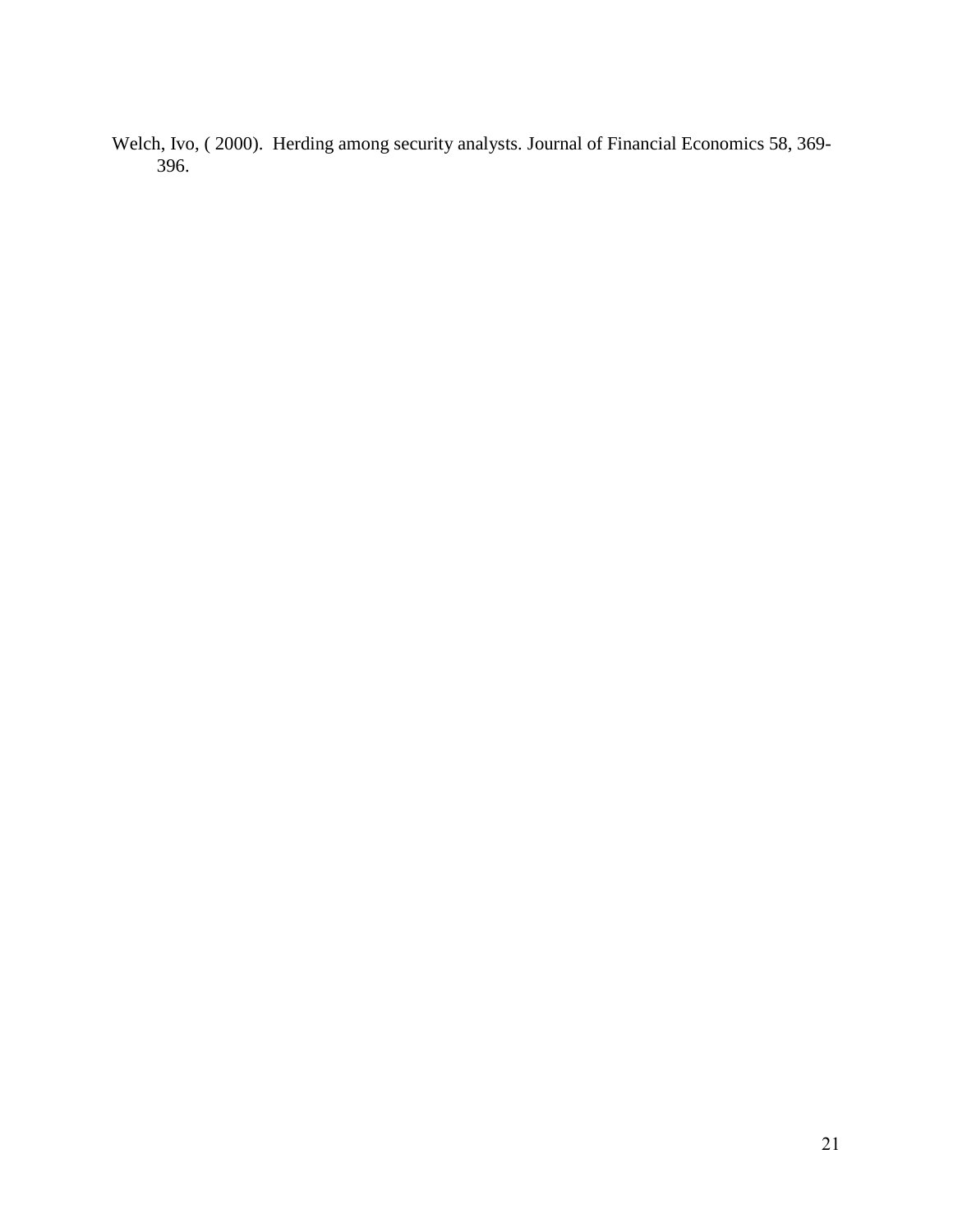Welch, Ivo, ( 2000). Herding among security analysts. Journal of Financial Economics 58, 369-396.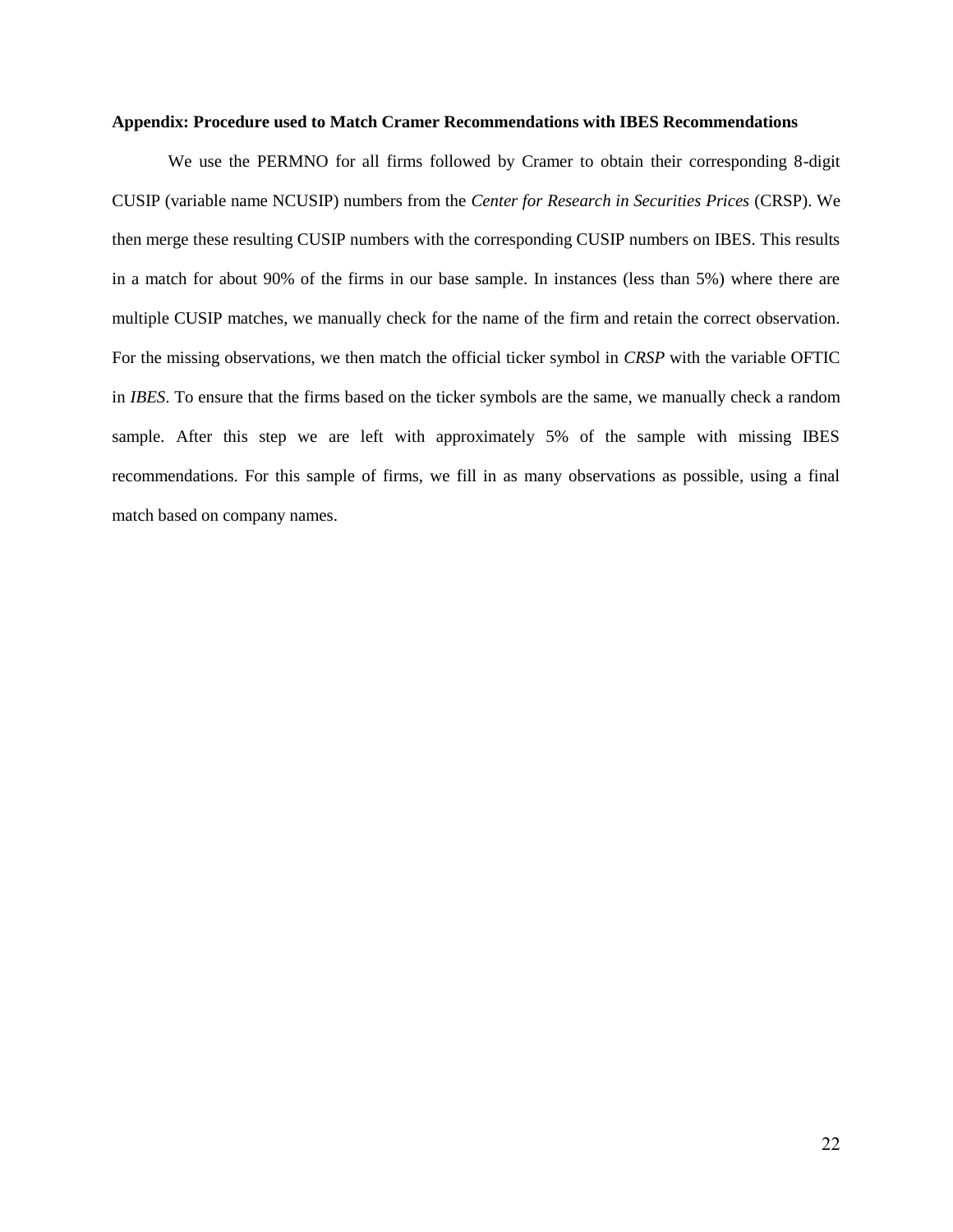**Appendix: Procedure used to Match Cramer Recommendations with IBES Recommendations**

We use the PERMNO for all firms followed by Cramer to obtain their corresponding 8-digit CUSIP (variable name NCUSIP) numbers from the *Center for Research in Securities Prices* (CRSP). We then merge these resulting CUSIP numbers with the corresponding CUSIP numbers on IBES. This results in a match for about 90% of the firms in our base sample. In instances (less than 5%) where there are multiple CUSIP matches, we manually check for the name of the firm and retain the correct observation. For the missing observations, we then match the official ticker symbol in *CRSP* with the variable OFTIC in *IBES*. To ensure that the firms based on the ticker symbols are the same, we manually check a random sample. After this step we are left with approximately 5% of the sample with missing IBES recommendations. For this sample of firms, we fill in as many observations as possible, using a final match based on company names.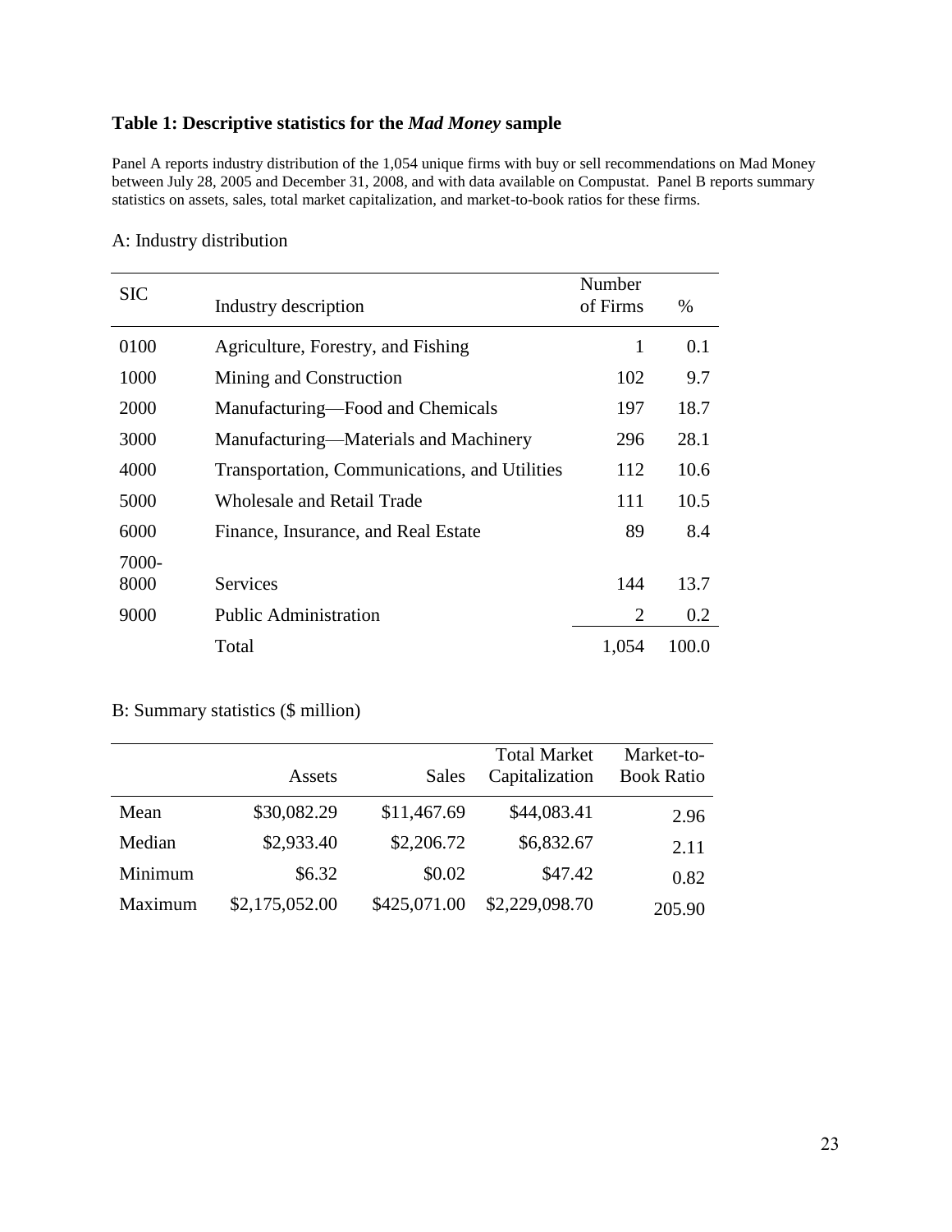## Table 1: Descriptive statistics for the *Mad Money* sample

Panel A reports industry distribution of the 1,054 unique firms with buy or sell recommendations on Mad Money between July 28, 2005 and December 31, 2008, and with data available on Compustat. Panel B reports summary statistics on assets, sales, total market capitalization, and market-to-book ratios for these firms.

A: Industry distribution

| SIC | Industry description | Number of Firms | % |
|---|---|---|---|
| 0100 | Agriculture, Forestry, and Fishing | 1 | 0.1 |
| 1000 | Mining and Construction | 102 | 9.7 |
| 2000 | Manufacturing—Food and Chemicals | 197 | 18.7 |
| 3000 | Manufacturing—Materials and Machinery | 296 | 28.1 |
| 4000 | Transportation, Communications, and Utilities | 112 | 10.6 |
| 5000 | Wholesale and Retail Trade | 111 | 10.5 |
| 6000 | Finance, Insurance, and Real Estate | 89 | 8.4 |
| 7000-8000 | Services | 144 | 13.7 |
| 9000 | Public Administration | 2 | 0.2 |
| | Total | 1,054 | 100.0 |

B: Summary statistics ($ million)

| | Assets | Sales | Total Market Capitalization | Market-to-Book Ratio |
|---|---|---|---|---|
| Mean | $30,082.29 | $11,467.69 | $44,083.41 | 2.96 |
| Median | $2,933.40 | $2,206.72 | $6,832.67 | 2.11 |
| Minimum | $6.32 | $0.02 | $47.42 | 0.82 |
| Maximum | $2,175,052.00 | $425,071.00 | $2,229,098.70 | 205.90 |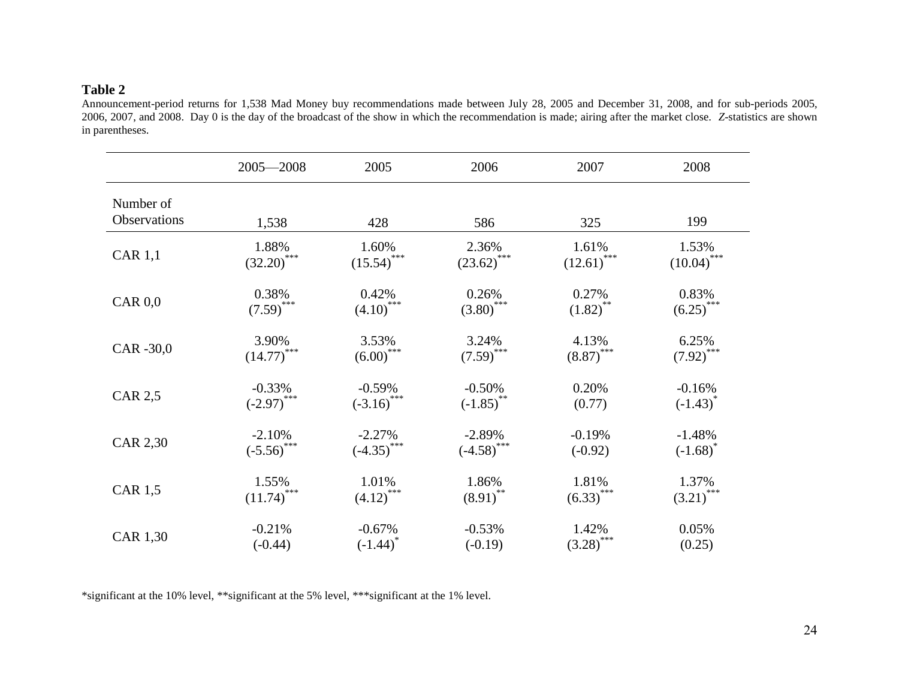**Table 2**

Announcement-period returns for 1,538 Mad Money buy recommendations made between July 28, 2005 and December 31, 2008, and for sub-periods 2005, 2006, 2007, and 2008. Day 0 is the day of the broadcast of the show in which the recommendation is made; airing after the market close. *Z*-statistics are shown in parentheses.

| | 2005—2008 | 2005 | 2006 | 2007 | 2008 |
|---|---|---|---|---|---|
| Number of Observations | 1,538 | 428 | 586 | 325 | 199 |
| CAR 1,1 | 1.88% (32.20)*** | 1.60% (15.54)*** | 2.36% (23.62)*** | 1.61% (12.61)*** | 1.53% (10.04)*** |
| CAR 0,0 | 0.38% (7.59)*** | 0.42% (4.10)*** | 0.26% (3.80)*** | 0.27% (1.82)** | 0.83% (6.25)*** |
| CAR -30,0 | 3.90% (14.77)*** | 3.53% (6.00)*** | 3.24% (7.59)*** | 4.13% (8.87)*** | 6.25% (7.92)*** |
| CAR 2,5 | -0.33% (-2.97)*** | -0.59% (-3.16)*** | -0.50% (-1.85)** | 0.20% (0.77) | -0.16% (-1.43)* |
| CAR 2,30 | -2.10% (-5.56)*** | -2.27% (-4.35)*** | -2.89% (-4.58)*** | -0.19% (-0.92) | -1.48% (-1.68)* |
| CAR 1,5 | 1.55% (11.74)*** | 1.01% (4.12)*** | 1.86% (8.91)** | 1.81% (6.33)*** | 1.37% (3.21)*** |
| CAR 1,30 | -0.21% (-0.44) | -0.67% (-1.44)* | -0.53% (-0.19) | 1.42% (3.28)*** | 0.05% (0.25) |

*significant at the 10% level, **significant at the 5% level, ***significant at the 1% level.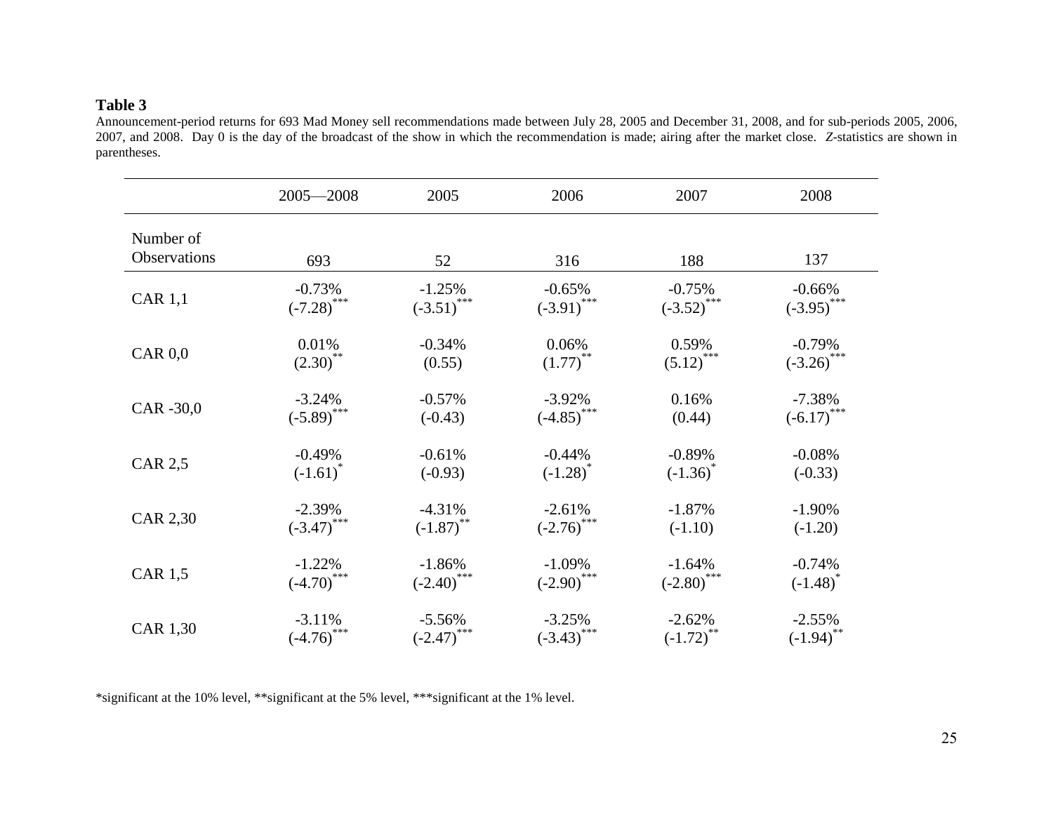**Table 3**

Announcement-period returns for 693 Mad Money sell recommendations made between July 28, 2005 and December 31, 2008, and for sub-periods 2005, 2006, 2007, and 2008. Day 0 is the day of the broadcast of the show in which the recommendation is made; airing after the market close. *Z*-statistics are shown in parentheses.

| | 2005—2008 | 2005 | 2006 | 2007 | 2008 |
|---|---|---|---|---|---|
| Number of Observations | 693 | 52 | 316 | 188 | 137 |
| CAR 1,1 | -0.73% (-7.28)*** | -1.25% (-3.51)*** | -0.65% (-3.91)*** | -0.75% (-3.52)*** | -0.66% (-3.95)*** |
| CAR 0,0 | 0.01% (2.30)** | -0.34% (0.55) | 0.06% (1.77)** | 0.59% (5.12)*** | -0.79% (-3.26)*** |
| CAR -30,0 | -3.24% (-5.89)*** | -0.57% (-0.43) | -3.92% (-4.85)*** | 0.16% (0.44) | -7.38% (-6.17)*** |
| CAR 2,5 | -0.49% (-1.61)* | -0.61% (-0.93) | -0.44% (-1.28)* | -0.89% (-1.36)* | -0.08% (-0.33) |
| CAR 2,30 | -2.39% (-3.47)*** | -4.31% (-1.87)** | -2.61% (-2.76)*** | -1.87% (-1.10) | -1.90% (-1.20) |
| CAR 1,5 | -1.22% (-4.70)*** | -1.86% (-2.40)*** | -1.09% (-2.90)*** | -1.64% (-2.80)*** | -0.74% (-1.48)* |
| CAR 1,30 | -3.11% (-4.76)*** | -5.56% (-2.47)*** | -3.25% (-3.43)*** | -2.62% (-1.72)** | -2.55% (-1.94)** |

*significant at the 10% level, **significant at the 5% level, ***significant at the 1% level.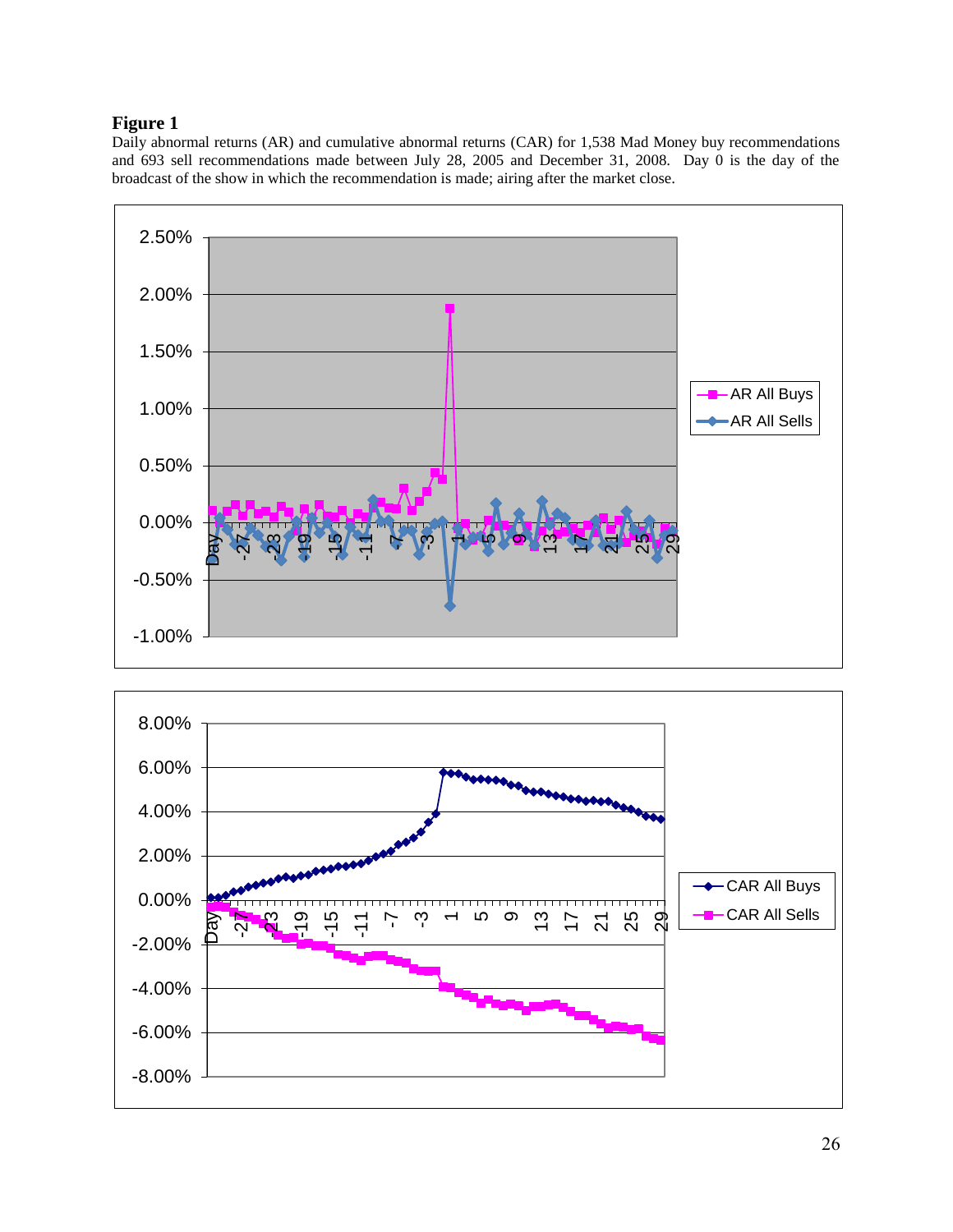**Figure 1**

Daily abnormal returns (AR) and cumulative abnormal returns (CAR) for 1,538 Mad Money buy recommendations and 693 sell recommendations made between July 28, 2005 and December 31, 2008. Day 0 is the day of the broadcast of the show in which the recommendation is made; airing after the market close.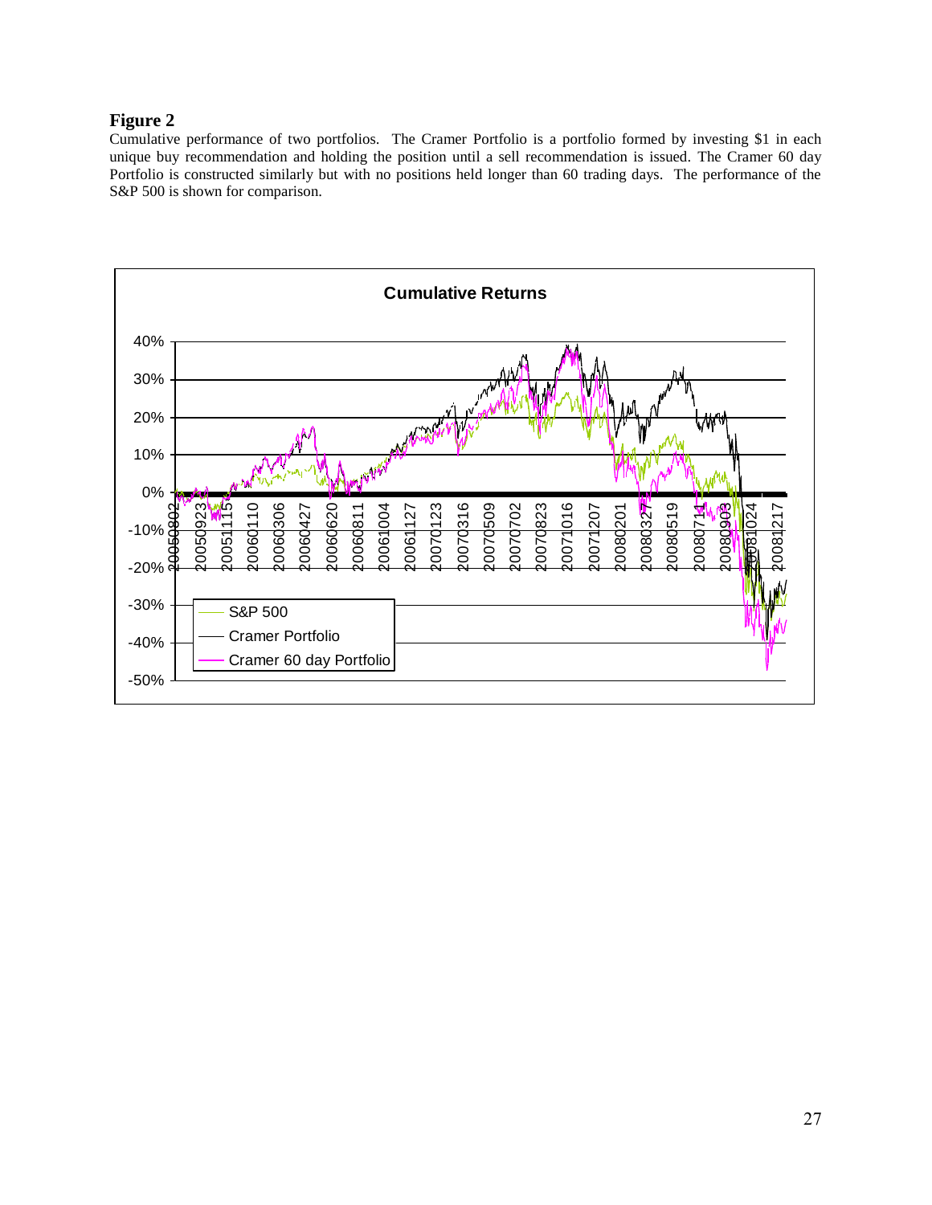**Figure 2**

Cumulative performance of two portfolios. The Cramer Portfolio is a portfolio formed by investing $1 in each unique buy recommendation and holding the position until a sell recommendation is issued. The Cramer 60 day Portfolio is constructed similarly but with no positions held longer than 60 trading days. The performance of the S&P 500 is shown for comparison.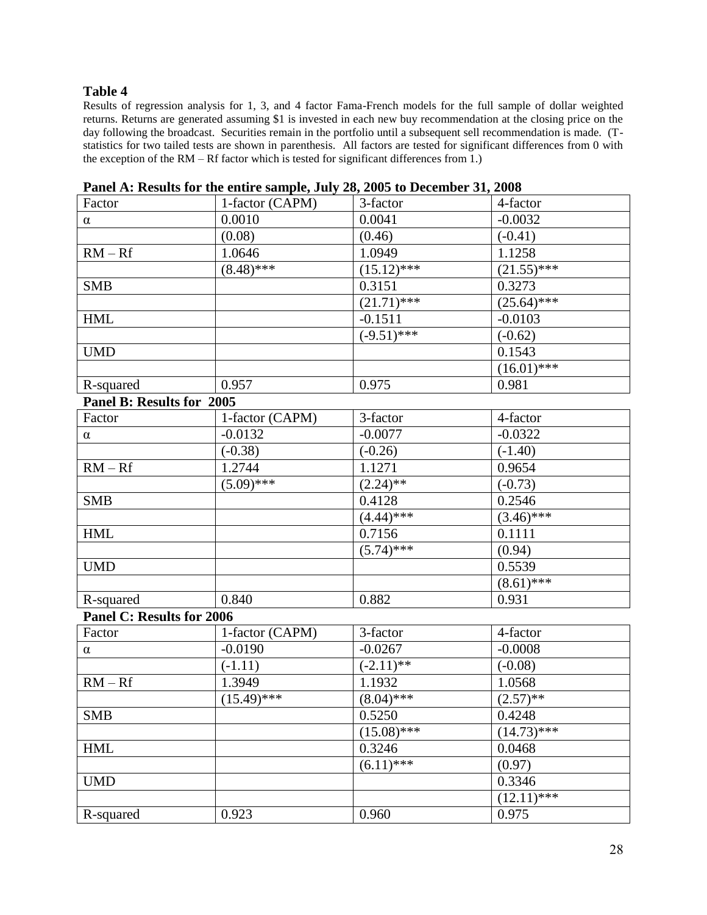**Table 4**

Results of regression analysis for 1, 3, and 4 factor Fama-French models for the full sample of dollar weighted returns. Returns are generated assuming $1 is invested in each new buy recommendation at the closing price on the day following the broadcast. Securities remain in the portfolio until a subsequent sell recommendation is made. (T-statistics for two tailed tests are shown in parenthesis. All factors are tested for significant differences from 0 with the exception of the RM – Rf factor which is tested for significant differences from 1.)

**Panel A: Results for the entire sample, July 28, 2005 to December 31, 2008**

| Factor | 1-factor (CAPM) | 3-factor | 4-factor |
|---|---|---|---|
| α | 0.0010 | 0.0041 | -0.0032 |
| | (0.08) | (0.46) | (-0.41) |
| RM – Rf | 1.0646 | 1.0949 | 1.1258 |
| | (8.48)*** | (15.12)*** | (21.55)*** |
| SMB | | 0.3151 | 0.3273 |
| | | (21.71)*** | (25.64)*** |
| HML | | -0.1511 | -0.0103 |
| | | (-9.51)*** | (-0.62) |
| UMD | | | 0.1543 |
| | | | (16.01)*** |
| R-squared | 0.957 | 0.975 | 0.981 |

**Panel B: Results for 2005**

| Factor | 1-factor (CAPM) | 3-factor | 4-factor |
|---|---|---|---|
| α | -0.0132 | -0.0077 | -0.0322 |
| | (-0.38) | (-0.26) | (-1.40) |
| RM – Rf | 1.2744 | 1.1271 | 0.9654 |
| | (5.09)*** | (2.24)** | (-0.73) |
| SMB | | 0.4128 | 0.2546 |
| | | (4.44)*** | (3.46)*** |
| HML | | 0.7156 | 0.1111 |
| | | (5.74)*** | (0.94) |
| UMD | | | 0.5539 |
| | | | (8.61)*** |
| R-squared | 0.840 | 0.882 | 0.931 |

**Panel C: Results for 2006**

| Factor | 1-factor (CAPM) | 3-factor | 4-factor |
|---|---|---|---|
| α | -0.0190 | -0.0267 | -0.0008 |
| | (-1.11) | (-2.11)** | (-0.08) |
| RM – Rf | 1.3949 | 1.1932 | 1.0568 |
| | (15.49)*** | (8.04)*** | (2.57)** |
| SMB | | 0.5250 | 0.4248 |
| | | (15.08)*** | (14.73)*** |
| HML | | 0.3246 | 0.0468 |
| | | (6.11)*** | (0.97) |
| UMD | | | 0.3346 |
| | | | (12.11)*** |
| R-squared | 0.923 | 0.960 | 0.975 |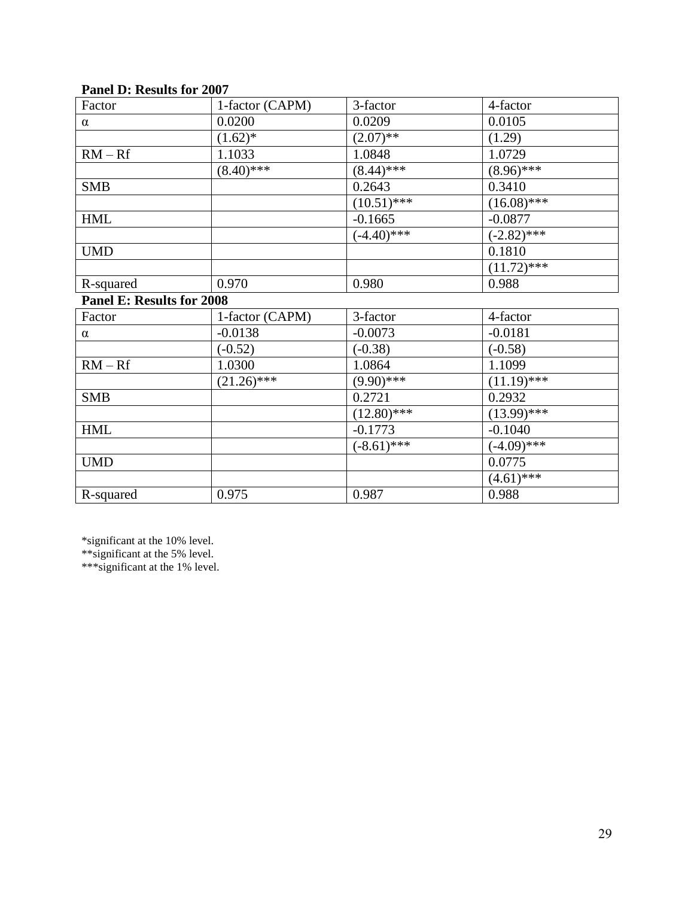**Panel D: Results for 2007**

| Factor | 1-factor (CAPM) | 3-factor | 4-factor |
|---|---|---|---|
| α | 0.0200 | 0.0209 | 0.0105 |
| | (1.62)* | (2.07)** | (1.29) |
| RM – Rf | 1.1033 | 1.0848 | 1.0729 |
| | (8.40)*** | (8.44)*** | (8.96)*** |
| SMB | | 0.2643 | 0.3410 |
| | | (10.51)*** | (16.08)*** |
| HML | | -0.1665 | -0.0877 |
| | | (-4.40)*** | (-2.82)*** |
| UMD | | | 0.1810 |
| | | | (11.72)*** |
| R-squared | 0.970 | 0.980 | 0.988 |

**Panel E: Results for 2008**

| Factor | 1-factor (CAPM) | 3-factor | 4-factor |
|---|---|---|---|
| α | -0.0138 | -0.0073 | -0.0181 |
| | (-0.52) | (-0.38) | (-0.58) |
| RM – Rf | 1.0300 | 1.0864 | 1.1099 |
| | (21.26)*** | (9.90)*** | (11.19)*** |
| SMB | | 0.2721 | 0.2932 |
| | | (12.80)*** | (13.99)*** |
| HML | | -0.1773 | -0.1040 |
| | | (-8.61)*** | (-4.09)*** |
| UMD | | | 0.0775 |
| | | | (4.61)*** |
| R-squared | 0.975 | 0.987 | 0.988 |

*significant at the 10% level.
**significant at the 5% level.
***significant at the 1% level.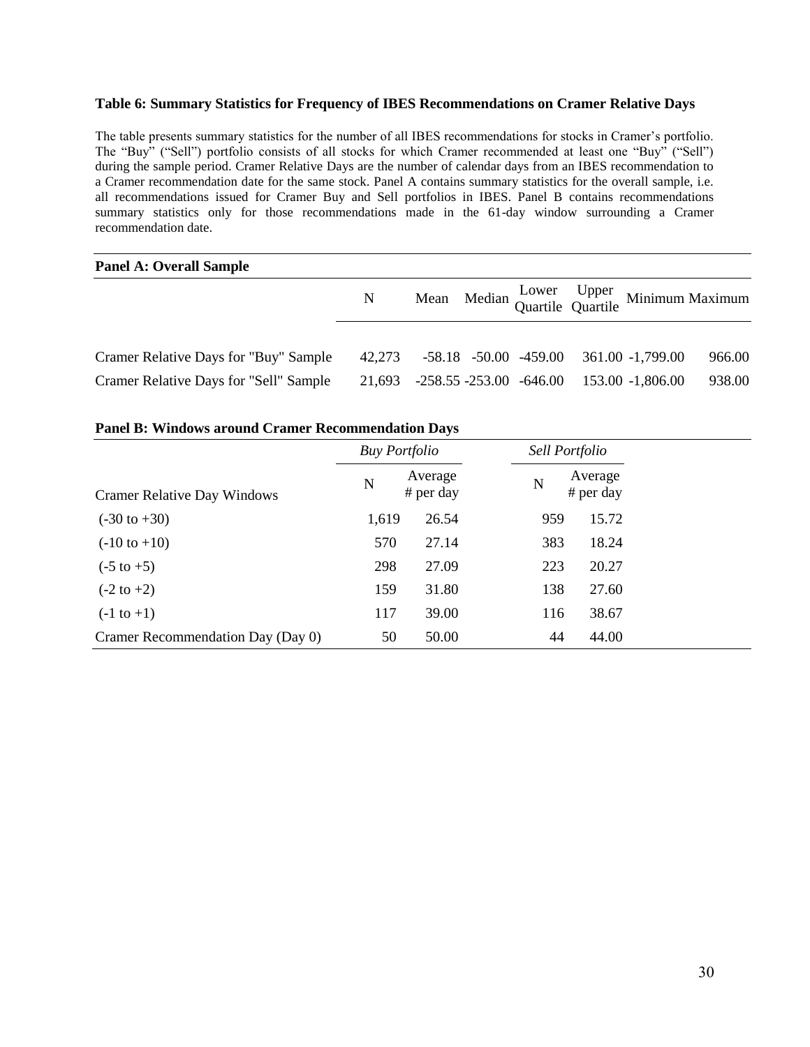**Table 6: Summary Statistics for Frequency of IBES Recommendations on Cramer Relative Days**

The table presents summary statistics for the number of all IBES recommendations for stocks in Cramer's portfolio. The "Buy" ("Sell") portfolio consists of all stocks for which Cramer recommended at least one "Buy" ("Sell") during the sample period. Cramer Relative Days are the number of calendar days from an IBES recommendation to a Cramer recommendation date for the same stock. Panel A contains summary statistics for the overall sample, i.e. all recommendations issued for Cramer Buy and Sell portfolios in IBES. Panel B contains recommendations summary statistics only for those recommendations made in the 61-day window surrounding a Cramer recommendation date.

**Panel A: Overall Sample**

| | N | Mean | Median | Lower Quartile | Upper Quartile | Minimum | Maximum |
|---|---|---|---|---|---|---|---|
| Cramer Relative Days for "Buy" Sample | 42,273 | -58.18 | -50.00 | -459.00 | 361.00 | -1,799.00 | 966.00 |
| Cramer Relative Days for "Sell" Sample | 21,693 | -258.55 | -253.00 | -646.00 | 153.00 | -1,806.00 | 938.00 |

**Panel B: Windows around Cramer Recommendation Days**

| | *Buy Portfolio* | | *Sell Portfolio* | |
|---|---|---|---|---|
| Cramer Relative Day Windows | N | Average # per day | N | Average # per day |
| (-30 to +30) | 1,619 | 26.54 | 959 | 15.72 |
| (-10 to +10) | 570 | 27.14 | 383 | 18.24 |
| (-5 to +5) | 298 | 27.09 | 223 | 20.27 |
| (-2 to +2) | 159 | 31.80 | 138 | 27.60 |
| (-1 to +1) | 117 | 39.00 | 116 | 38.67 |
| Cramer Recommendation Day (Day 0) | 50 | 50.00 | 44 | 44.00 |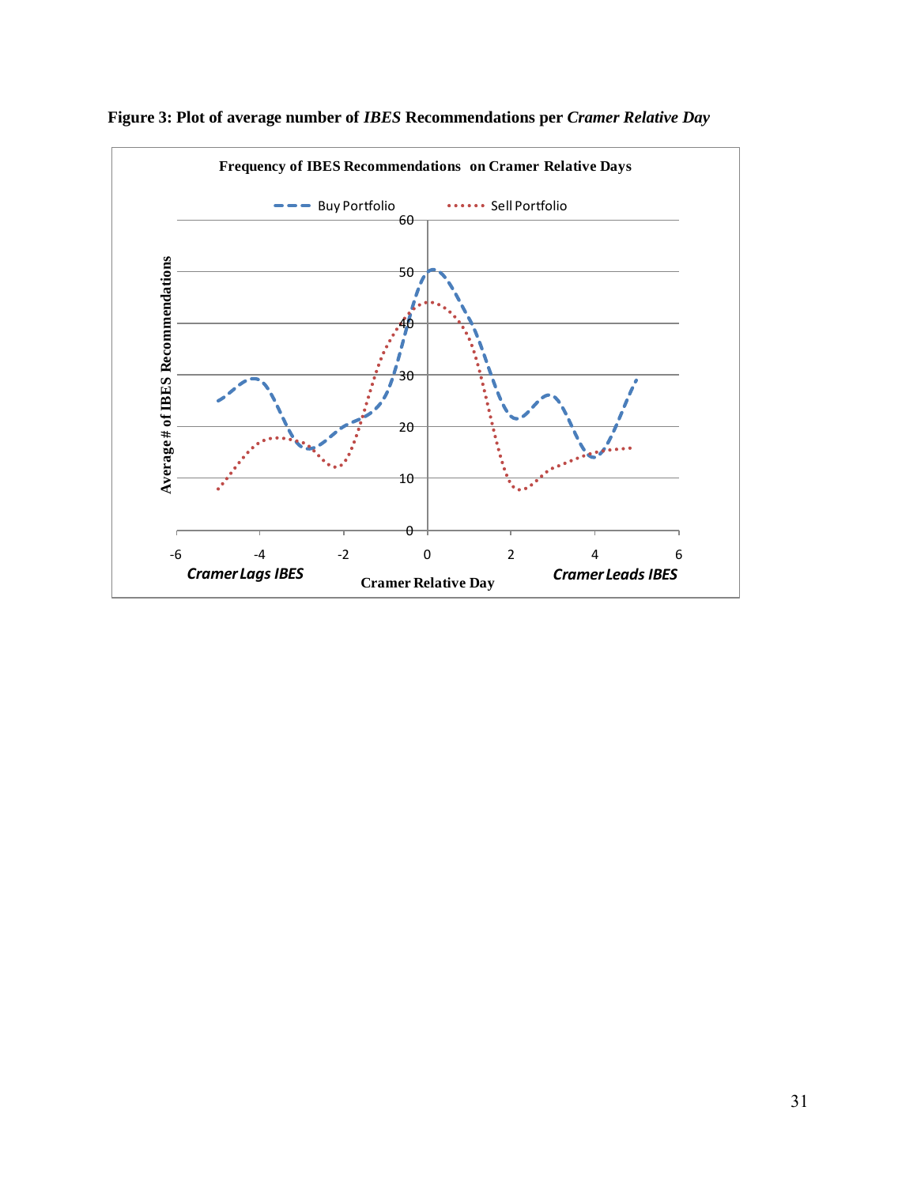**Figure 3: Plot of average number of *IBES* Recommendations per *Cramer Relative Day***

Frequency of IBES Recommendations on Cramer Relative Days

Buy Portfolio
Sell Portfolio

Average # of IBES Recommendations

60
50
40
30
20
10
0

-6
-4
-2
0
2
4
6

*Cramer Lags IBES*
Cramer Relative Day
*Cramer Leads IBES*